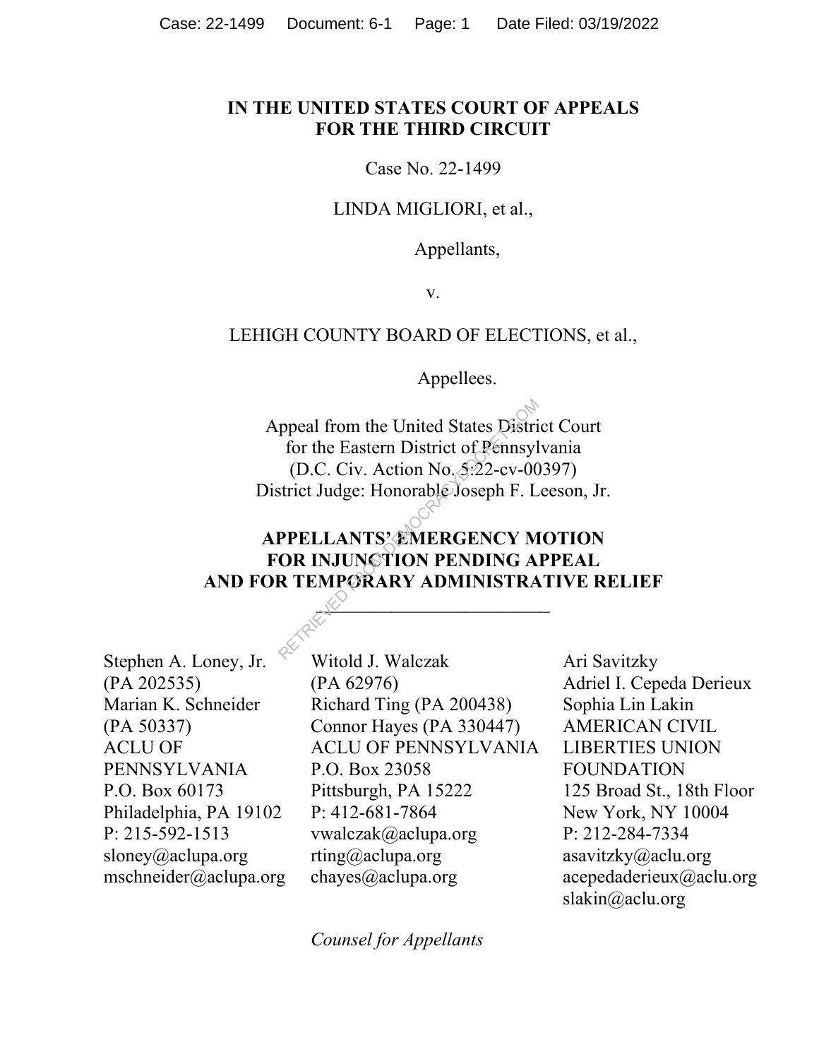**IN THE UNITED STATES COURT OF APPEALS**
**FOR THE THIRD CIRCUIT**

Case No. 22-1499

LINDA MIGLIORI, et al.,

Appellants,

v.

LEHIGH COUNTY BOARD OF ELECTIONS, et al.,

Appellees.

Appeal from the United States District Court
for the Eastern District of Pennsylvania
(D.C. Civ. Action No. 5:22-cv-00397)
District Judge: Honorable Joseph F. Leeson, Jr.

**APPELLANTS' EMERGENCY MOTION**
**FOR INJUNCTION PENDING APPEAL**
**AND FOR TEMPORARY ADMINISTRATIVE RELIEF**

---

Stephen A. Loney, Jr.
(PA 202535)
Marian K. Schneider
(PA 50337)
ACLU OF PENNSYLVANIA
P.O. Box 60173
Philadelphia, PA 19102
P: 215-592-1513
sloney@aclupa.org
mschneider@aclupa.org

Witold J. Walczak
(PA 62976)
Richard Ting (PA 200438)
Connor Hayes (PA 330447)
ACLU OF PENNSYLVANIA
P.O. Box 23058
Pittsburgh, PA 15222
P: 412-681-7864
vwalczak@aclupa.org
rting@aclupa.org
chayes@aclupa.org

Ari Savitzky
Adriel I. Cepeda Derieux
Sophia Lin Lakin
AMERICAN CIVIL LIBERTIES UNION FOUNDATION
125 Broad St., 18th Floor
New York, NY 10004
P: 212-284-7334
asavitzky@aclu.org
acepedaderieux@aclu.org
slakin@aclu.org

*Counsel for Appellants*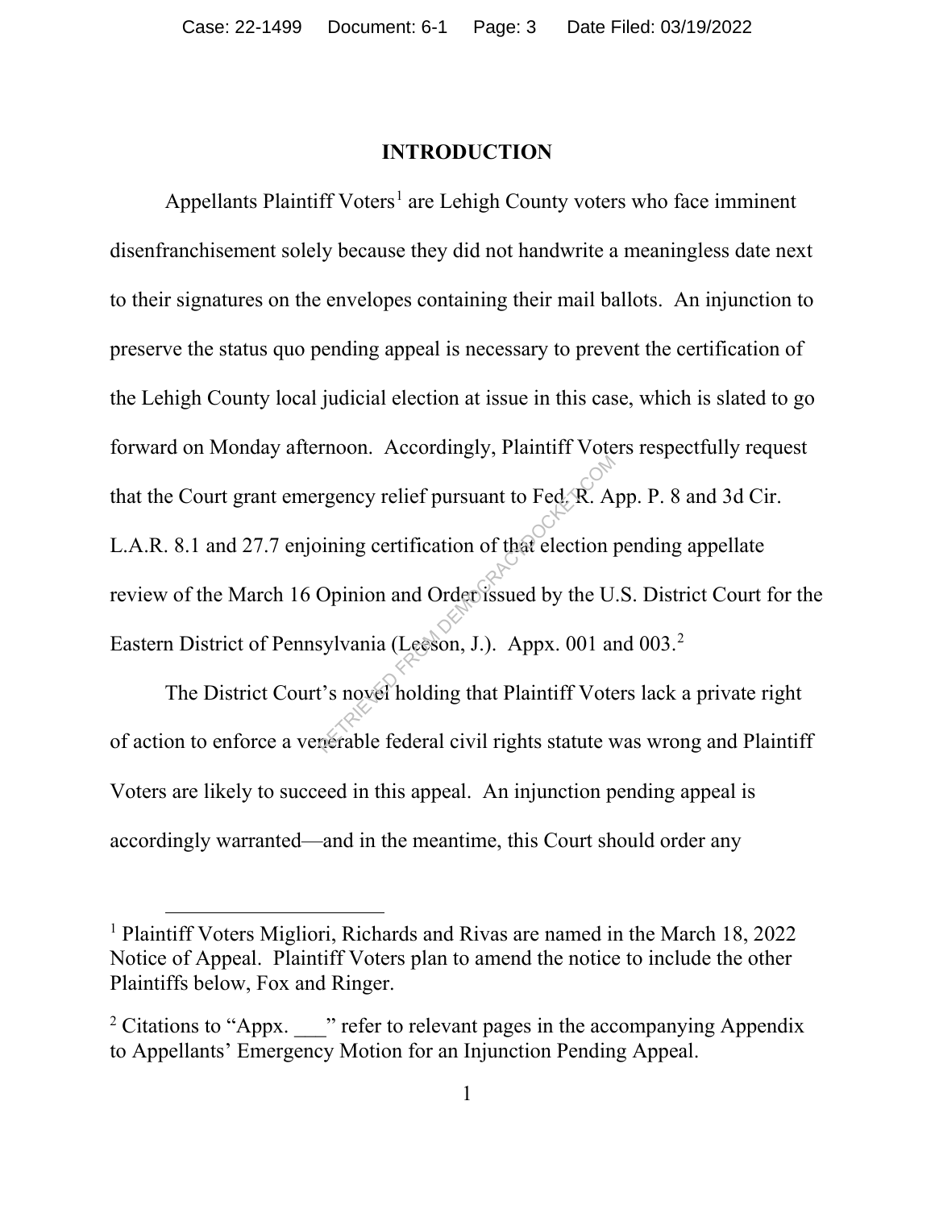# INTRODUCTION

Appellants Plaintiff Voters[1] are Lehigh County voters who face imminent disenfranchisement solely because they did not handwrite a meaningless date next to their signatures on the envelopes containing their mail ballots. An injunction to preserve the status quo pending appeal is necessary to prevent the certification of the Lehigh County local judicial election at issue in this case, which is slated to go forward on Monday afternoon. Accordingly, Plaintiff Voters respectfully request that the Court grant emergency relief pursuant to Fed. R. App. P. 8 and 3d Cir. L.A.R. 8.1 and 27.7 enjoining certification of that election pending appellate review of the March 16 Opinion and Order issued by the U.S. District Court for the Eastern District of Pennsylvania (Leeson, J.). Appx. 001 and 003.[2]

The District Court's novel holding that Plaintiff Voters lack a private right of action to enforce a venerable federal civil rights statute was wrong and Plaintiff Voters are likely to succeed in this appeal. An injunction pending appeal is accordingly warranted—and in the meantime, this Court should order any

---

[1] Plaintiff Voters Migliori, Richards and Rivas are named in the March 18, 2022 Notice of Appeal. Plaintiff Voters plan to amend the notice to include the other Plaintiffs below, Fox and Ringer.

[2] Citations to "Appx. ___" refer to relevant pages in the accompanying Appendix to Appellants' Emergency Motion for an Injunction Pending Appeal.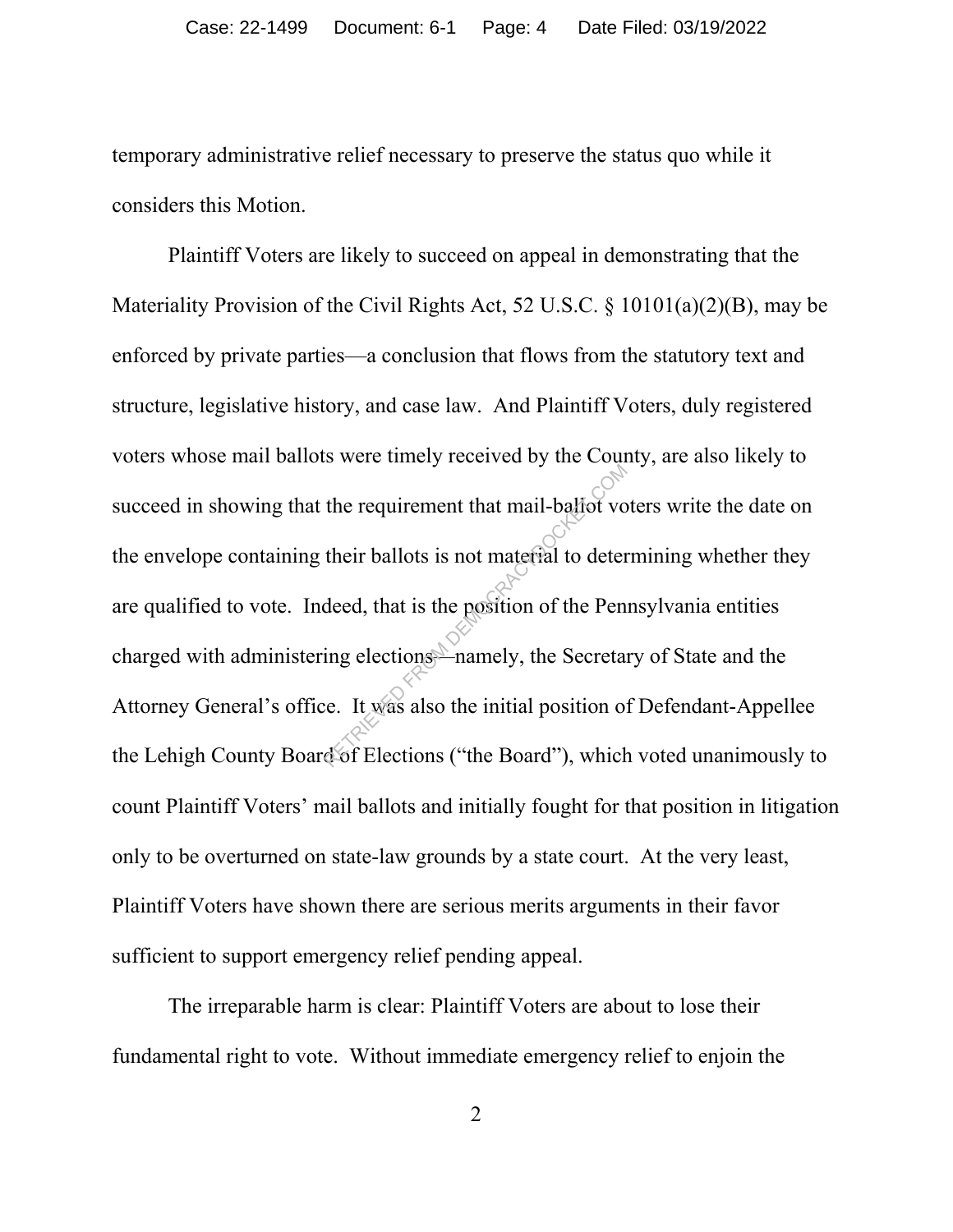temporary administrative relief necessary to preserve the status quo while it considers this Motion.

Plaintiff Voters are likely to succeed on appeal in demonstrating that the Materiality Provision of the Civil Rights Act, 52 U.S.C. § 10101(a)(2)(B), may be enforced by private parties—a conclusion that flows from the statutory text and structure, legislative history, and case law. And Plaintiff Voters, duly registered voters whose mail ballots were timely received by the County, are also likely to succeed in showing that the requirement that mail-ballot voters write the date on the envelope containing their ballots is not material to determining whether they are qualified to vote. Indeed, that is the position of the Pennsylvania entities charged with administering elections—namely, the Secretary of State and the Attorney General's office. It was also the initial position of Defendant-Appellee the Lehigh County Board of Elections ("the Board"), which voted unanimously to count Plaintiff Voters' mail ballots and initially fought for that position in litigation only to be overturned on state-law grounds by a state court. At the very least, Plaintiff Voters have shown there are serious merits arguments in their favor sufficient to support emergency relief pending appeal.

The irreparable harm is clear: Plaintiff Voters are about to lose their fundamental right to vote. Without immediate emergency relief to enjoin the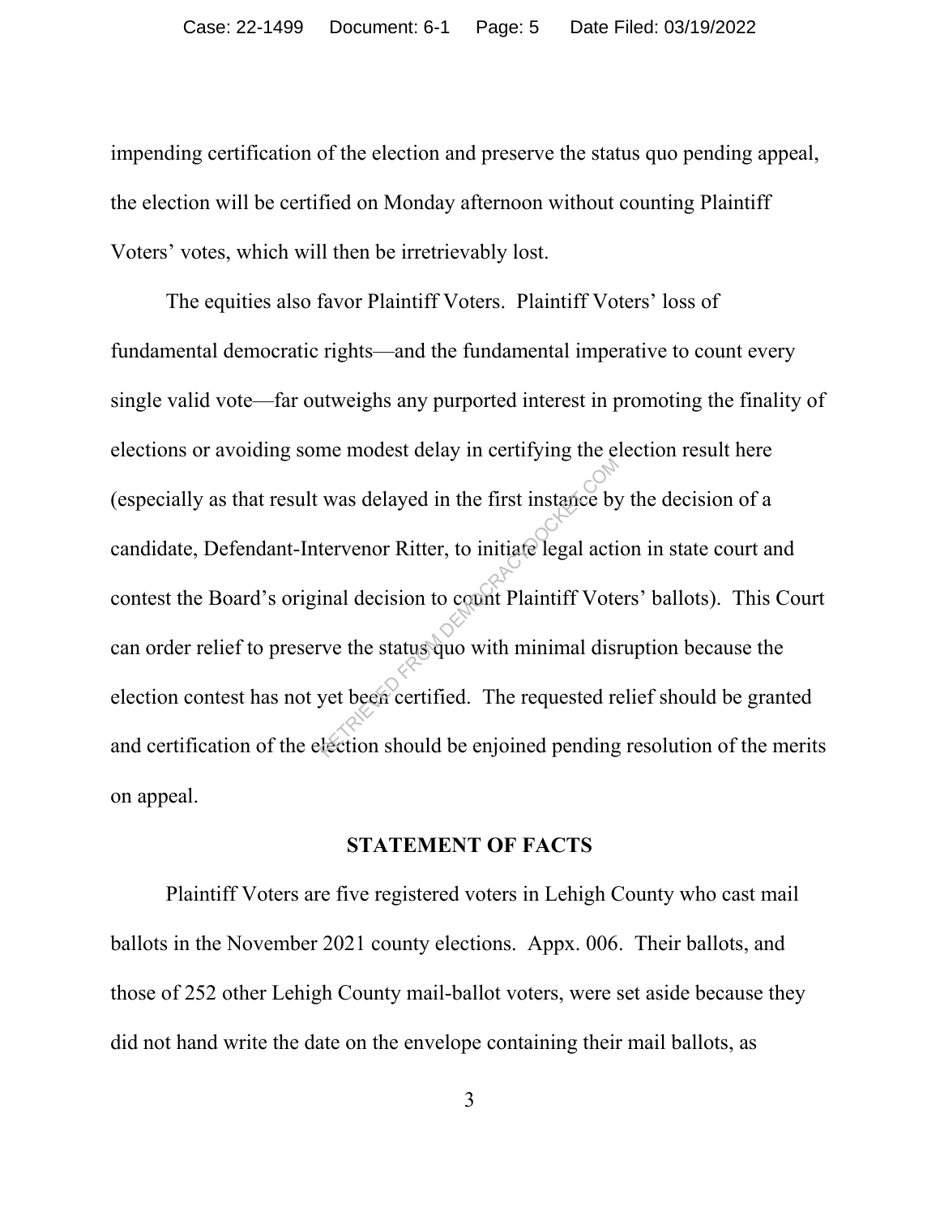impending certification of the election and preserve the status quo pending appeal, the election will be certified on Monday afternoon without counting Plaintiff Voters' votes, which will then be irretrievably lost.

The equities also favor Plaintiff Voters. Plaintiff Voters' loss of fundamental democratic rights—and the fundamental imperative to count every single valid vote—far outweighs any purported interest in promoting the finality of elections or avoiding some modest delay in certifying the election result here (especially as that result was delayed in the first instance by the decision of a candidate, Defendant-Intervenor Ritter, to initiate legal action in state court and contest the Board's original decision to count Plaintiff Voters' ballots). This Court can order relief to preserve the status quo with minimal disruption because the election contest has not yet been certified. The requested relief should be granted and certification of the election should be enjoined pending resolution of the merits on appeal.

## STATEMENT OF FACTS

Plaintiff Voters are five registered voters in Lehigh County who cast mail ballots in the November 2021 county elections. Appx. 006. Their ballots, and those of 252 other Lehigh County mail-ballot voters, were set aside because they did not hand write the date on the envelope containing their mail ballots, as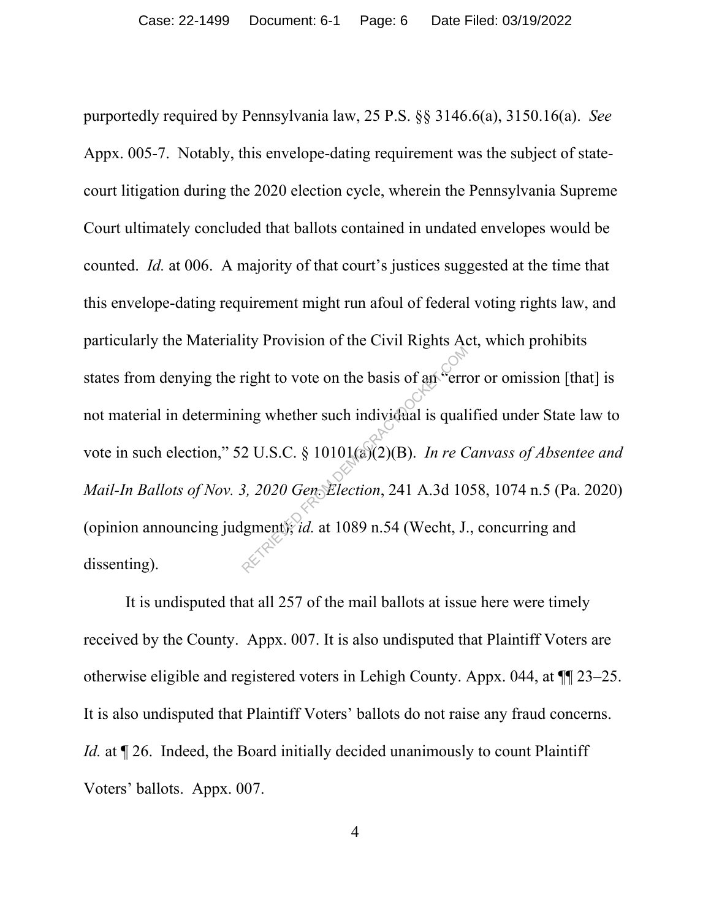purportedly required by Pennsylvania law, 25 P.S. §§ 3146.6(a), 3150.16(a). *See* Appx. 005-7. Notably, this envelope-dating requirement was the subject of state-court litigation during the 2020 election cycle, wherein the Pennsylvania Supreme Court ultimately concluded that ballots contained in undated envelopes would be counted. *Id.* at 006. A majority of that court's justices suggested at the time that this envelope-dating requirement might run afoul of federal voting rights law, and particularly the Materiality Provision of the Civil Rights Act, which prohibits states from denying the right to vote on the basis of an "error or omission [that] is not material in determining whether such individual is qualified under State law to vote in such election," 52 U.S.C. § 10101(a)(2)(B). *In re Canvass of Absentee and Mail-In Ballots of Nov. 3, 2020 Gen. Election*, 241 A.3d 1058, 1074 n.5 (Pa. 2020) (opinion announcing judgment); *id.* at 1089 n.54 (Wecht, J., concurring and dissenting).

It is undisputed that all 257 of the mail ballots at issue here were timely received by the County. Appx. 007. It is also undisputed that Plaintiff Voters are otherwise eligible and registered voters in Lehigh County. Appx. 044, at ¶¶ 23–25. It is also undisputed that Plaintiff Voters' ballots do not raise any fraud concerns. *Id.* at ¶ 26. Indeed, the Board initially decided unanimously to count Plaintiff Voters' ballots. Appx. 007.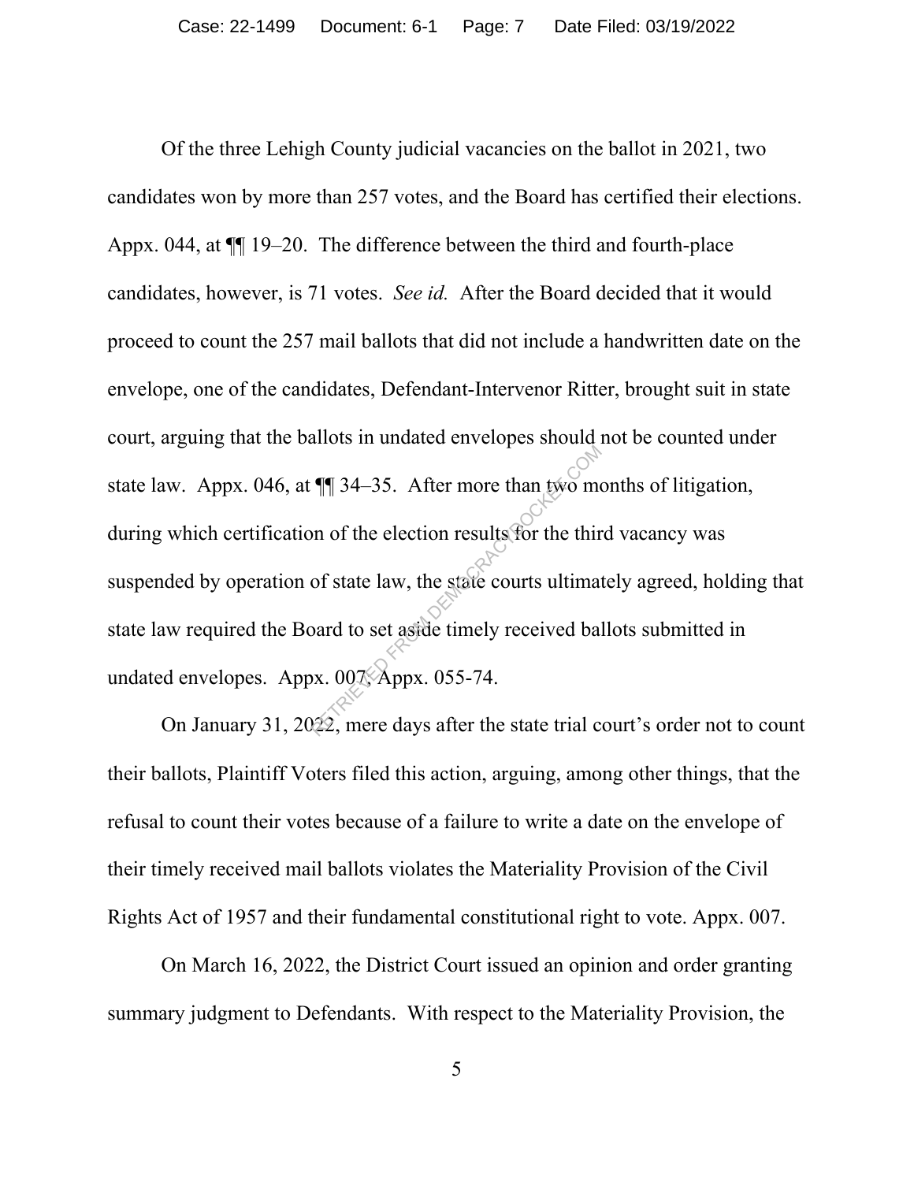Of the three Lehigh County judicial vacancies on the ballot in 2021, two candidates won by more than 257 votes, and the Board has certified their elections. Appx. 044, at ¶¶ 19–20. The difference between the third and fourth-place candidates, however, is 71 votes. *See id.* After the Board decided that it would proceed to count the 257 mail ballots that did not include a handwritten date on the envelope, one of the candidates, Defendant-Intervenor Ritter, brought suit in state court, arguing that the ballots in undated envelopes should not be counted under state law. Appx. 046, at ¶¶ 34–35. After more than two months of litigation, during which certification of the election results for the third vacancy was suspended by operation of state law, the state courts ultimately agreed, holding that state law required the Board to set aside timely received ballots submitted in undated envelopes. Appx. 007, Appx. 055-74.

On January 31, 2022, mere days after the state trial court's order not to count their ballots, Plaintiff Voters filed this action, arguing, among other things, that the refusal to count their votes because of a failure to write a date on the envelope of their timely received mail ballots violates the Materiality Provision of the Civil Rights Act of 1957 and their fundamental constitutional right to vote. Appx. 007.

On March 16, 2022, the District Court issued an opinion and order granting summary judgment to Defendants. With respect to the Materiality Provision, the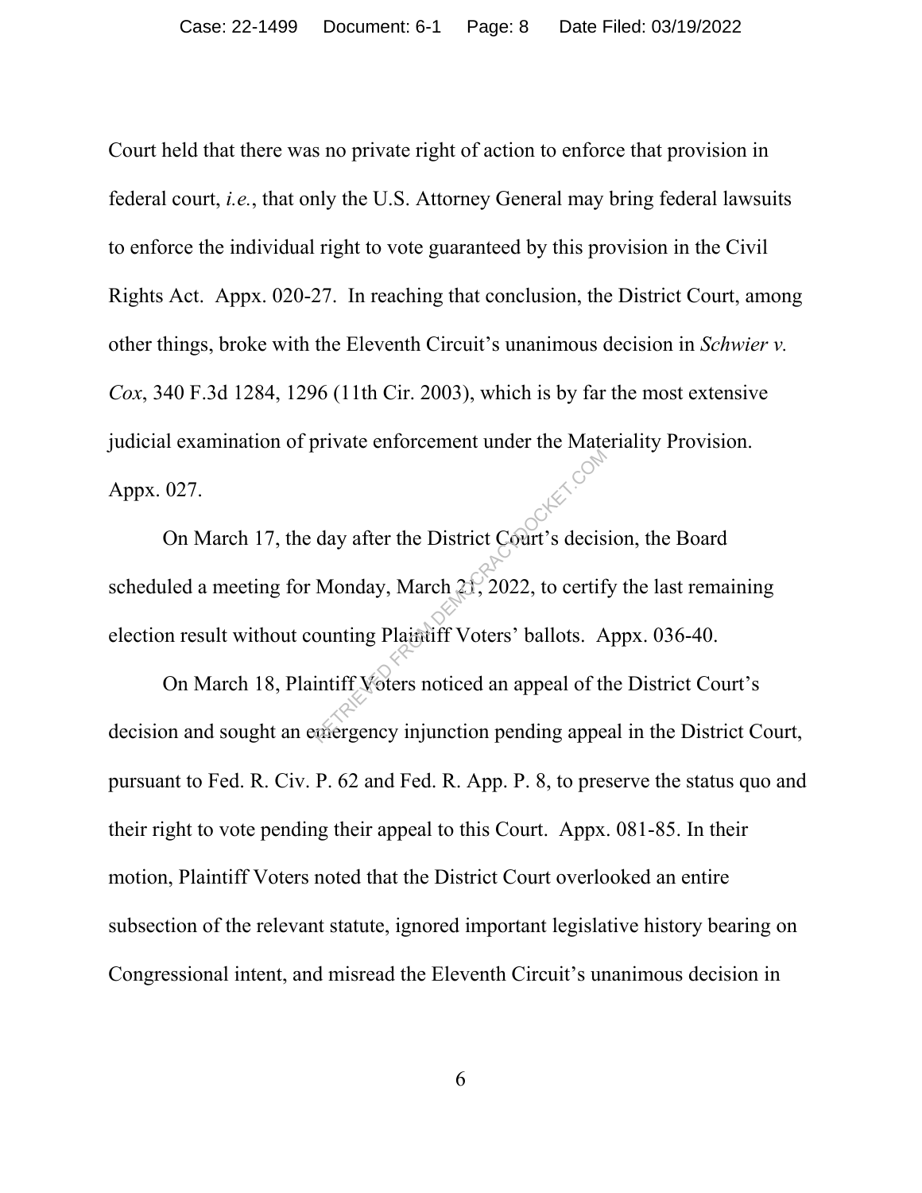Court held that there was no private right of action to enforce that provision in federal court, *i.e.*, that only the U.S. Attorney General may bring federal lawsuits to enforce the individual right to vote guaranteed by this provision in the Civil Rights Act. Appx. 020-27. In reaching that conclusion, the District Court, among other things, broke with the Eleventh Circuit's unanimous decision in *Schwier v. Cox*, 340 F.3d 1284, 1296 (11th Cir. 2003), which is by far the most extensive judicial examination of private enforcement under the Materiality Provision. Appx. 027.

On March 17, the day after the District Court's decision, the Board scheduled a meeting for Monday, March 21, 2022, to certify the last remaining election result without counting Plaintiff Voters' ballots. Appx. 036-40.

On March 18, Plaintiff Voters noticed an appeal of the District Court's decision and sought an emergency injunction pending appeal in the District Court, pursuant to Fed. R. Civ. P. 62 and Fed. R. App. P. 8, to preserve the status quo and their right to vote pending their appeal to this Court. Appx. 081-85. In their motion, Plaintiff Voters noted that the District Court overlooked an entire subsection of the relevant statute, ignored important legislative history bearing on Congressional intent, and misread the Eleventh Circuit's unanimous decision in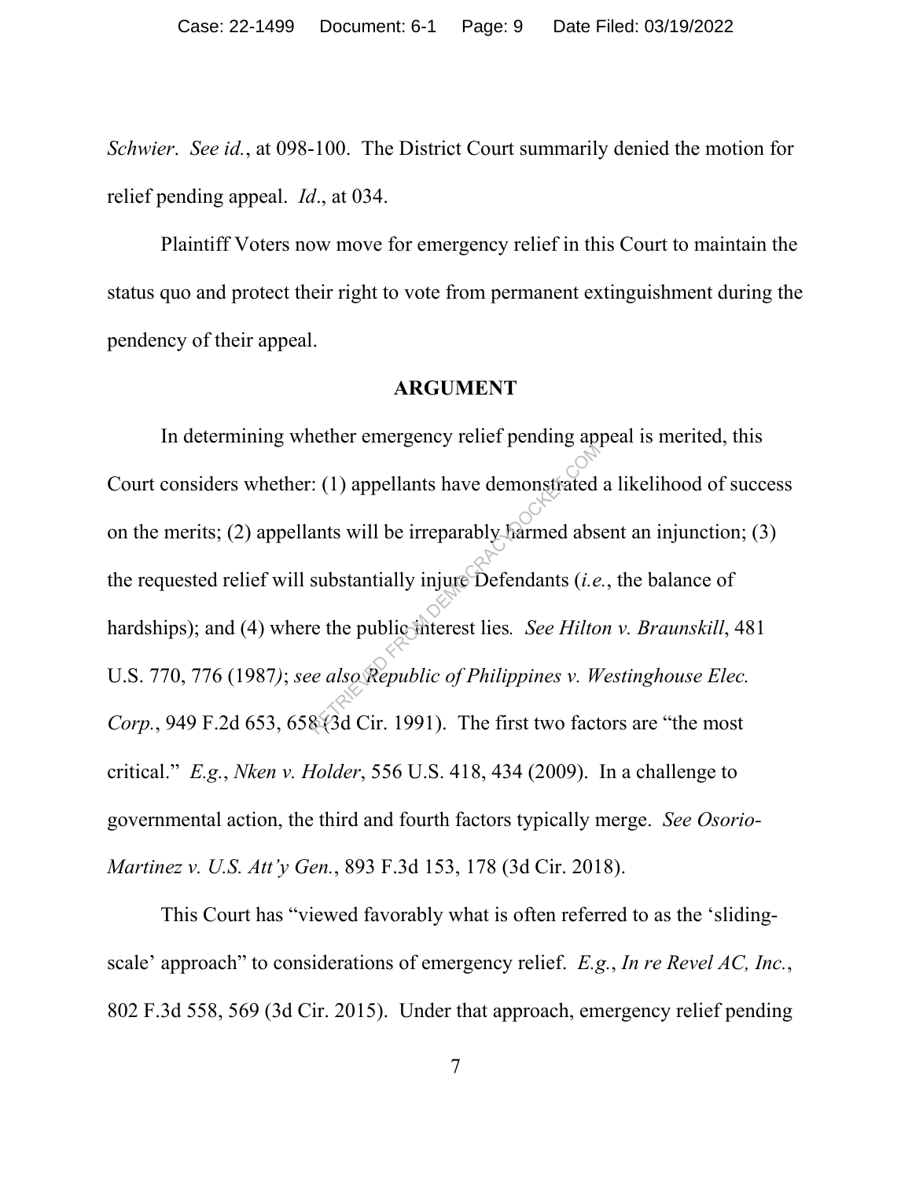*Schwier*. *See id.*, at 098-100. The District Court summarily denied the motion for relief pending appeal. *Id*., at 034.

Plaintiff Voters now move for emergency relief in this Court to maintain the status quo and protect their right to vote from permanent extinguishment during the pendency of their appeal.

## ARGUMENT

In determining whether emergency relief pending appeal is merited, this Court considers whether: (1) appellants have demonstrated a likelihood of success on the merits; (2) appellants will be irreparably harmed absent an injunction; (3) the requested relief will substantially injure Defendants (*i.e.*, the balance of hardships); and (4) where the public interest lies*. See Hilton v. Braunskill*, 481 U.S. 770, 776 (1987*)*; *see also Republic of Philippines v. Westinghouse Elec. Corp.*, 949 F.2d 653, 658 (3d Cir. 1991). The first two factors are "the most critical." *E.g.*, *Nken v. Holder*, 556 U.S. 418, 434 (2009). In a challenge to governmental action, the third and fourth factors typically merge. *See Osorio-Martinez v. U.S. Att'y Gen.*, 893 F.3d 153, 178 (3d Cir. 2018).

This Court has "viewed favorably what is often referred to as the 'sliding-scale' approach" to considerations of emergency relief. *E.g.*, *In re Revel AC, Inc.*, 802 F.3d 558, 569 (3d Cir. 2015). Under that approach, emergency relief pending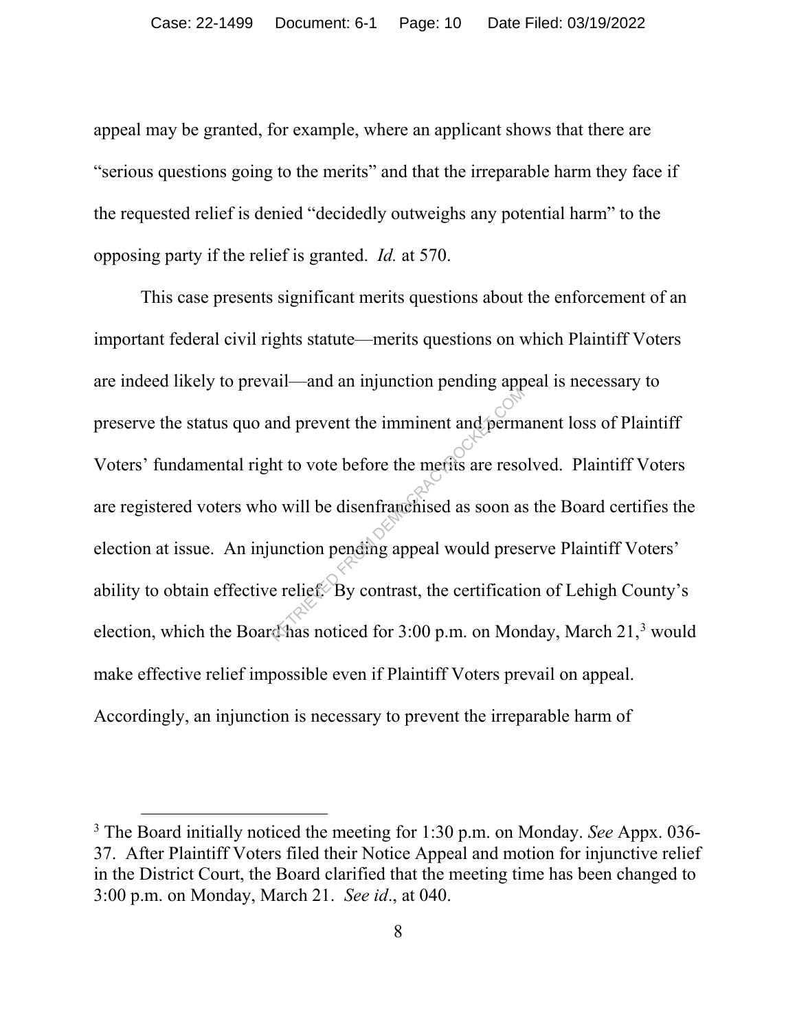appeal may be granted, for example, where an applicant shows that there are "serious questions going to the merits" and that the irreparable harm they face if the requested relief is denied "decidedly outweighs any potential harm" to the opposing party if the relief is granted. *Id.* at 570.

This case presents significant merits questions about the enforcement of an important federal civil rights statute—merits questions on which Plaintiff Voters are indeed likely to prevail—and an injunction pending appeal is necessary to preserve the status quo and prevent the imminent and permanent loss of Plaintiff Voters' fundamental right to vote before the merits are resolved. Plaintiff Voters are registered voters who will be disenfranchised as soon as the Board certifies the election at issue. An injunction pending appeal would preserve Plaintiff Voters' ability to obtain effective relief. By contrast, the certification of Lehigh County's election, which the Board has noticed for 3:00 p.m. on Monday, March 21,[3] would make effective relief impossible even if Plaintiff Voters prevail on appeal. Accordingly, an injunction is necessary to prevent the irreparable harm of

---

[3] The Board initially noticed the meeting for 1:30 p.m. on Monday. *See* Appx. 036-37. After Plaintiff Voters filed their Notice Appeal and motion for injunctive relief in the District Court, the Board clarified that the meeting time has been changed to 3:00 p.m. on Monday, March 21. *See id*., at 040.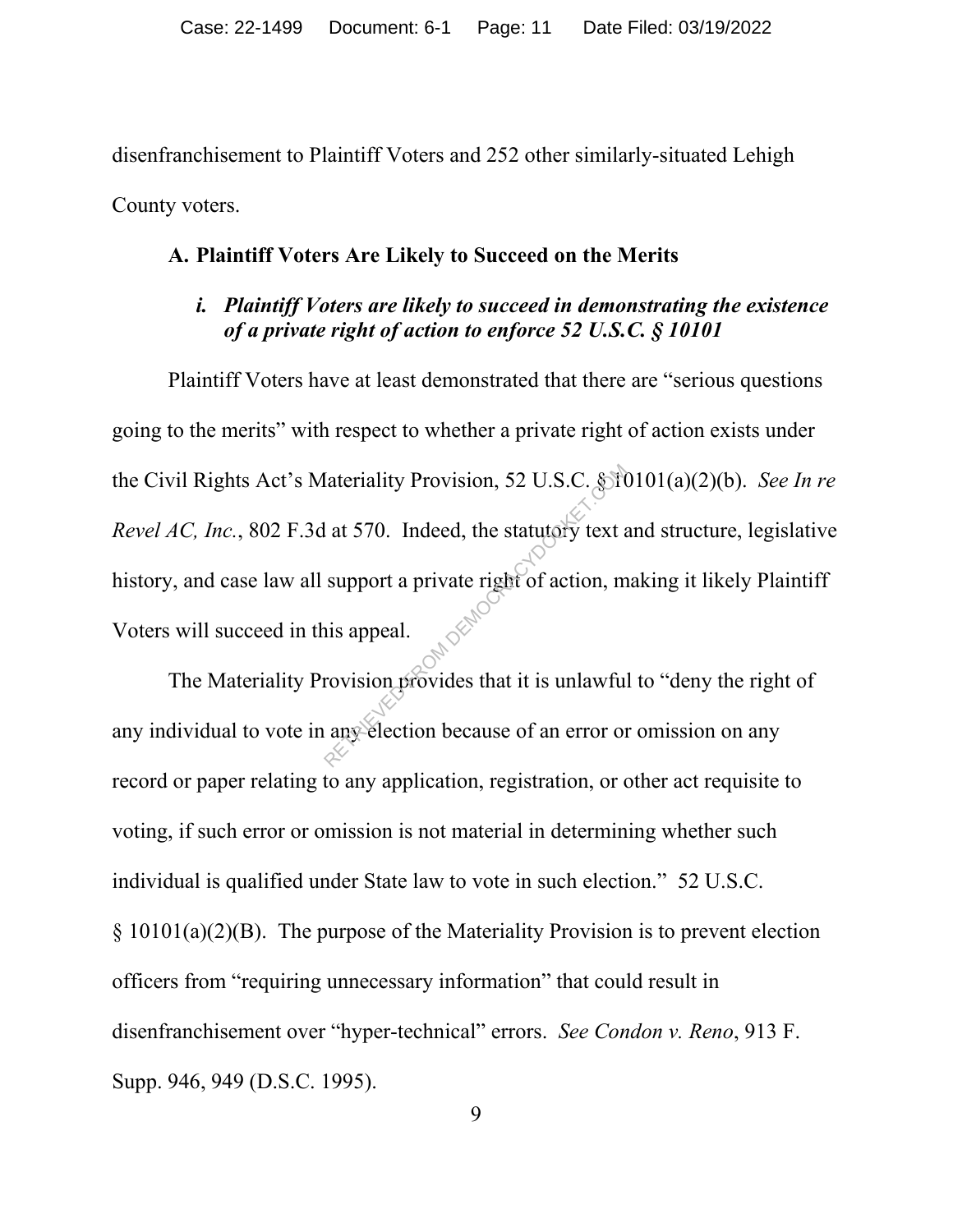disenfranchisement to Plaintiff Voters and 252 other similarly-situated Lehigh County voters.

### A. Plaintiff Voters Are Likely to Succeed on the Merits

#### *i. Plaintiff Voters are likely to succeed in demonstrating the existence of a private right of action to enforce 52 U.S.C. § 10101*

Plaintiff Voters have at least demonstrated that there are "serious questions going to the merits" with respect to whether a private right of action exists under the Civil Rights Act's Materiality Provision, 52 U.S.C. § 10101(a)(2)(b). *See In re Revel AC, Inc.*, 802 F.3d at 570. Indeed, the statutory text and structure, legislative history, and case law all support a private right of action, making it likely Plaintiff Voters will succeed in this appeal.

The Materiality Provision provides that it is unlawful to "deny the right of any individual to vote in any election because of an error or omission on any record or paper relating to any application, registration, or other act requisite to voting, if such error or omission is not material in determining whether such individual is qualified under State law to vote in such election." 52 U.S.C. § 10101(a)(2)(B). The purpose of the Materiality Provision is to prevent election officers from "requiring unnecessary information" that could result in disenfranchisement over "hyper-technical" errors. *See Condon v. Reno*, 913 F. Supp. 946, 949 (D.S.C. 1995).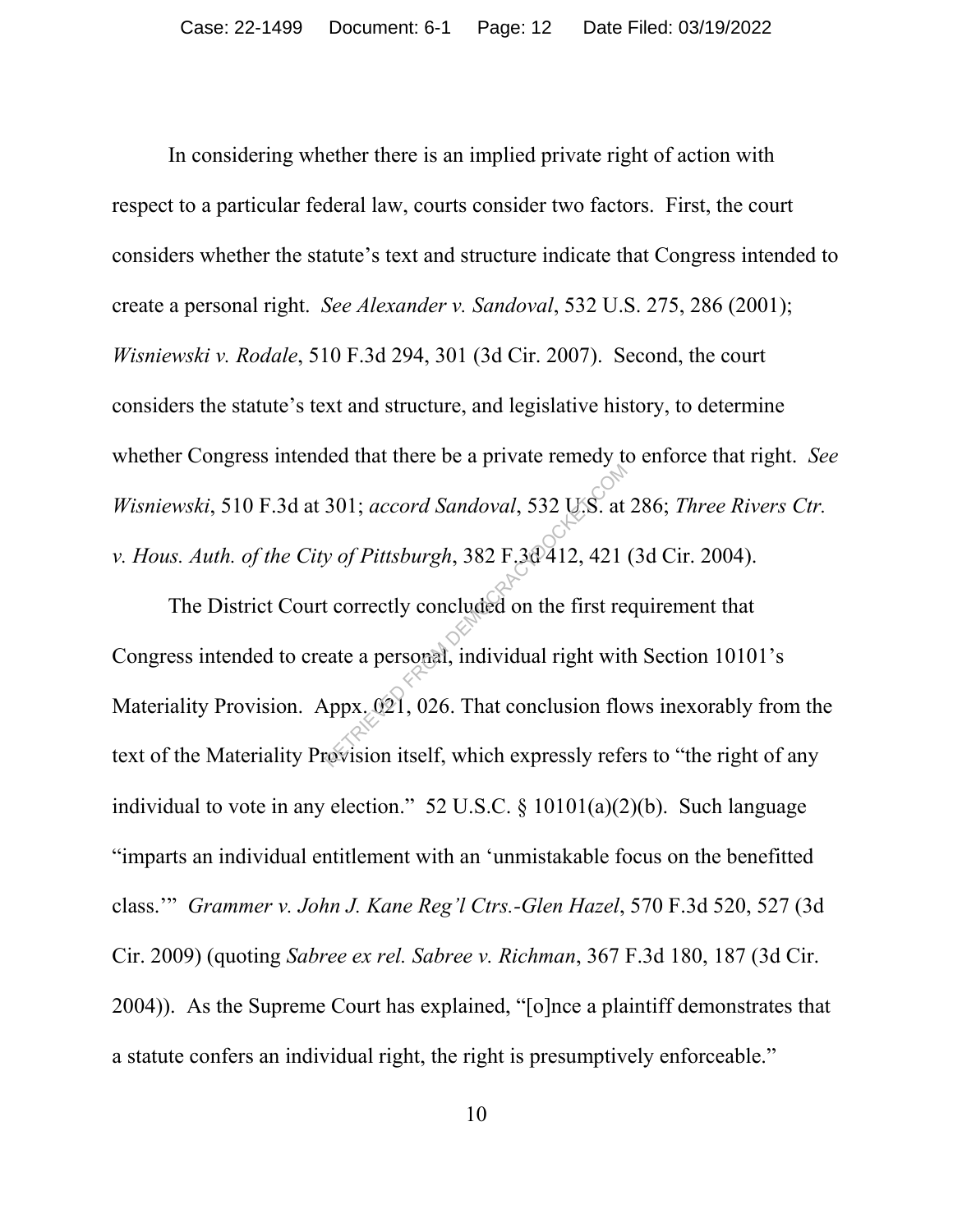In considering whether there is an implied private right of action with respect to a particular federal law, courts consider two factors. First, the court considers whether the statute's text and structure indicate that Congress intended to create a personal right. *See Alexander v. Sandoval*, 532 U.S. 275, 286 (2001); *Wisniewski v. Rodale*, 510 F.3d 294, 301 (3d Cir. 2007). Second, the court considers the statute's text and structure, and legislative history, to determine whether Congress intended that there be a private remedy to enforce that right. *See Wisniewski*, 510 F.3d at 301; *accord Sandoval*, 532 U.S. at 286; *Three Rivers Ctr. v. Hous. Auth. of the City of Pittsburgh*, 382 F.3d 412, 421 (3d Cir. 2004).

The District Court correctly concluded on the first requirement that Congress intended to create a personal, individual right with Section 10101's Materiality Provision. Appx. 021, 026. That conclusion flows inexorably from the text of the Materiality Provision itself, which expressly refers to "the right of any individual to vote in any election." 52 U.S.C. § 10101(a)(2)(b). Such language "imparts an individual entitlement with an 'unmistakable focus on the benefitted class.'" *Grammer v. John J. Kane Reg'l Ctrs.-Glen Hazel*, 570 F.3d 520, 527 (3d Cir. 2009) (quoting *Sabree ex rel. Sabree v. Richman*, 367 F.3d 180, 187 (3d Cir. 2004)). As the Supreme Court has explained, "[o]nce a plaintiff demonstrates that a statute confers an individual right, the right is presumptively enforceable."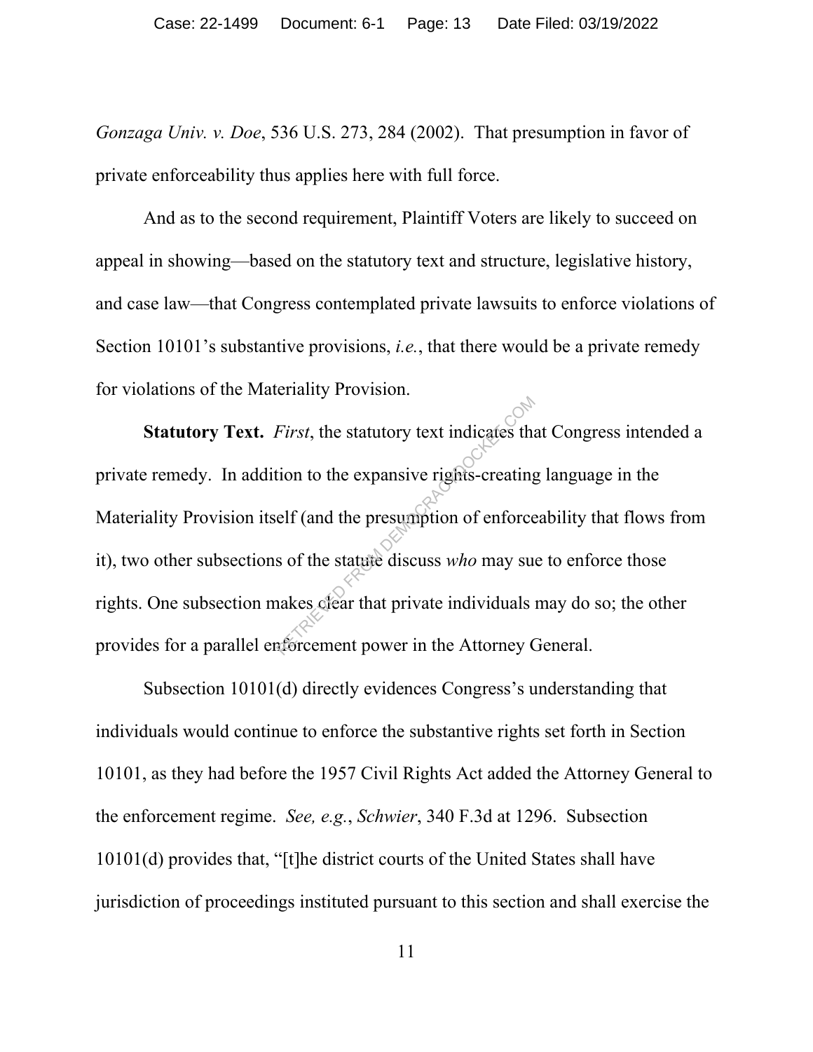*Gonzaga Univ. v. Doe*, 536 U.S. 273, 284 (2002). That presumption in favor of private enforceability thus applies here with full force.

And as to the second requirement, Plaintiff Voters are likely to succeed on appeal in showing—based on the statutory text and structure, legislative history, and case law—that Congress contemplated private lawsuits to enforce violations of Section 10101's substantive provisions, *i.e.*, that there would be a private remedy for violations of the Materiality Provision.

**Statutory Text.** *First*, the statutory text indicates that Congress intended a private remedy. In addition to the expansive rights-creating language in the Materiality Provision itself (and the presumption of enforceability that flows from it), two other subsections of the statute discuss *who* may sue to enforce those rights. One subsection makes clear that private individuals may do so; the other provides for a parallel enforcement power in the Attorney General.

Subsection 10101(d) directly evidences Congress's understanding that individuals would continue to enforce the substantive rights set forth in Section 10101, as they had before the 1957 Civil Rights Act added the Attorney General to the enforcement regime. *See, e.g.*, *Schwier*, 340 F.3d at 1296. Subsection 10101(d) provides that, "[t]he district courts of the United States shall have jurisdiction of proceedings instituted pursuant to this section and shall exercise the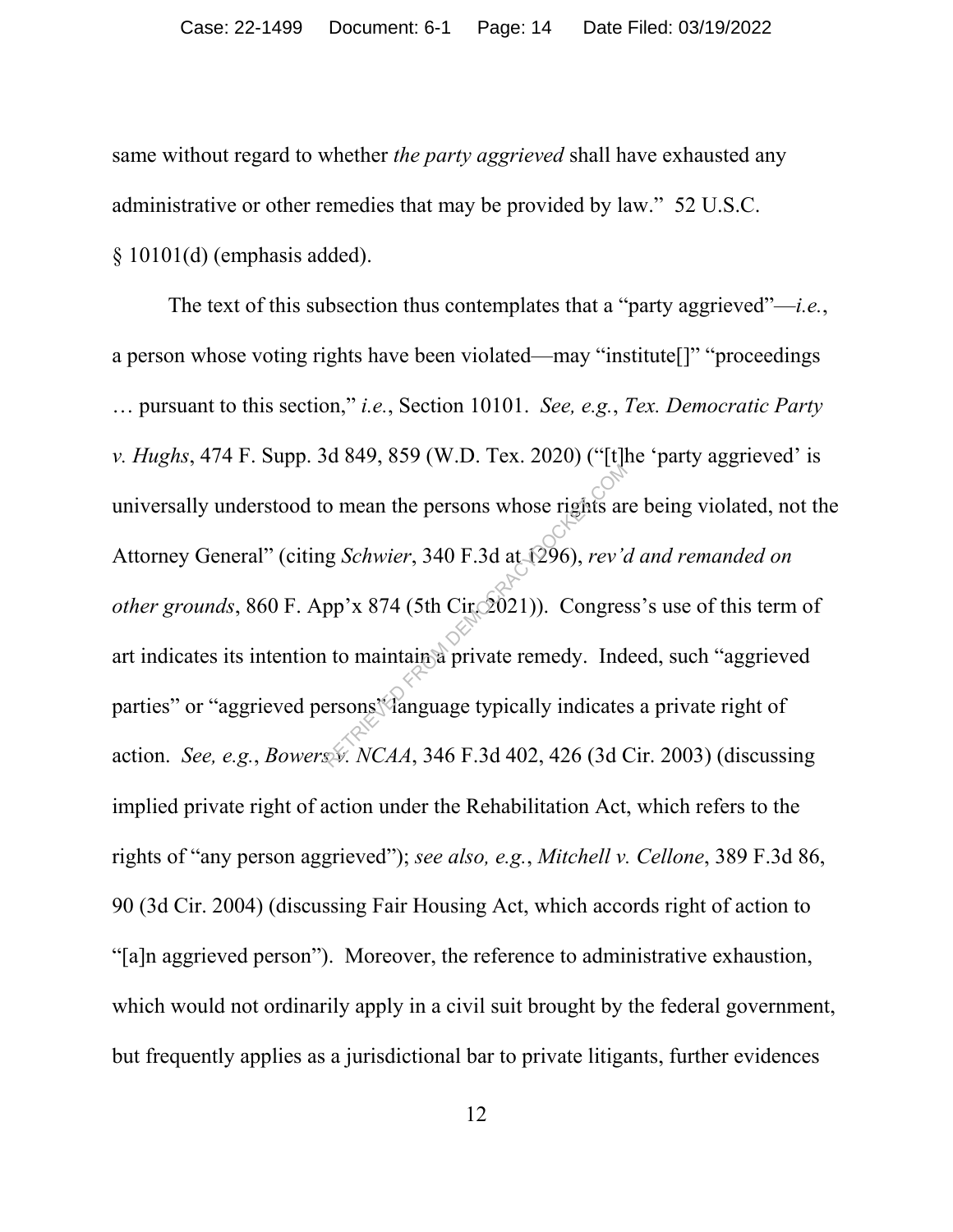same without regard to whether *the party aggrieved* shall have exhausted any administrative or other remedies that may be provided by law." 52 U.S.C. § 10101(d) (emphasis added).

The text of this subsection thus contemplates that a "party aggrieved"—*i.e.*, a person whose voting rights have been violated—may "institute[]" "proceedings … pursuant to this section," *i.e.*, Section 10101. *See, e.g.*, *Tex. Democratic Party v. Hughs*, 474 F. Supp. 3d 849, 859 (W.D. Tex. 2020) ("[t]he 'party aggrieved' is universally understood to mean the persons whose rights are being violated, not the Attorney General" (citing *Schwier*, 340 F.3d at 1296), *rev'd and remanded on other grounds*, 860 F. App'x 874 (5th Cir. 2021)). Congress's use of this term of art indicates its intention to maintain a private remedy. Indeed, such "aggrieved parties" or "aggrieved persons" language typically indicates a private right of action. *See, e.g.*, *Bowers v. NCAA*, 346 F.3d 402, 426 (3d Cir. 2003) (discussing implied private right of action under the Rehabilitation Act, which refers to the rights of "any person aggrieved"); *see also, e.g.*, *Mitchell v. Cellone*, 389 F.3d 86, 90 (3d Cir. 2004) (discussing Fair Housing Act, which accords right of action to "[a]n aggrieved person"). Moreover, the reference to administrative exhaustion, which would not ordinarily apply in a civil suit brought by the federal government, but frequently applies as a jurisdictional bar to private litigants, further evidences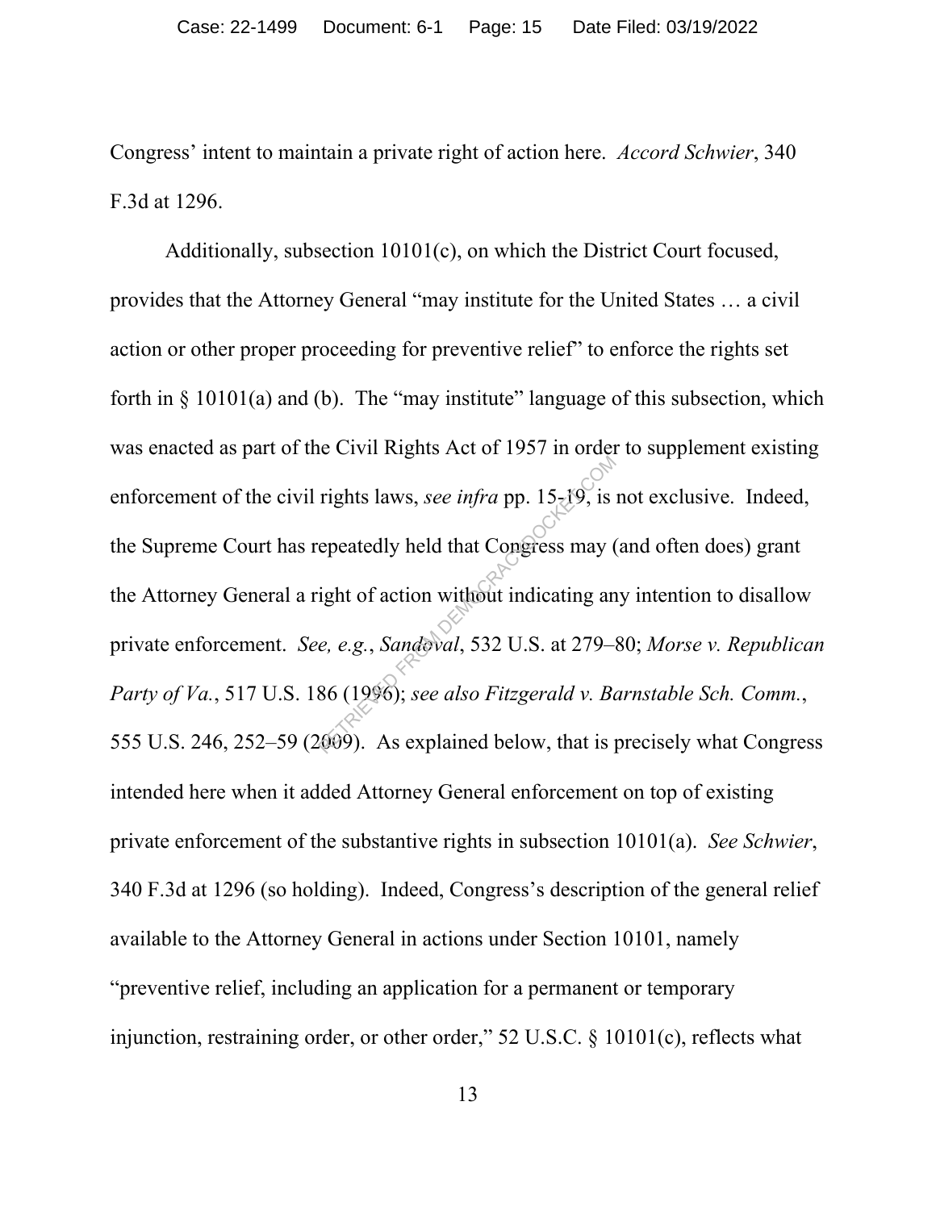Congress' intent to maintain a private right of action here. *Accord Schwier*, 340 F.3d at 1296.

Additionally, subsection 10101(c), on which the District Court focused, provides that the Attorney General "may institute for the United States … a civil action or other proper proceeding for preventive relief" to enforce the rights set forth in § 10101(a) and (b). The "may institute" language of this subsection, which was enacted as part of the Civil Rights Act of 1957 in order to supplement existing enforcement of the civil rights laws, *see infra* pp. 15-19, is not exclusive. Indeed, the Supreme Court has repeatedly held that Congress may (and often does) grant the Attorney General a right of action without indicating any intention to disallow private enforcement. *See, e.g.*, *Sandoval*, 532 U.S. at 279–80; *Morse v. Republican Party of Va.*, 517 U.S. 186 (1996); *see also Fitzgerald v. Barnstable Sch. Comm.*, 555 U.S. 246, 252–59 (2009). As explained below, that is precisely what Congress intended here when it added Attorney General enforcement on top of existing private enforcement of the substantive rights in subsection 10101(a). *See Schwier*, 340 F.3d at 1296 (so holding). Indeed, Congress's description of the general relief available to the Attorney General in actions under Section 10101, namely "preventive relief, including an application for a permanent or temporary injunction, restraining order, or other order," 52 U.S.C. § 10101(c), reflects what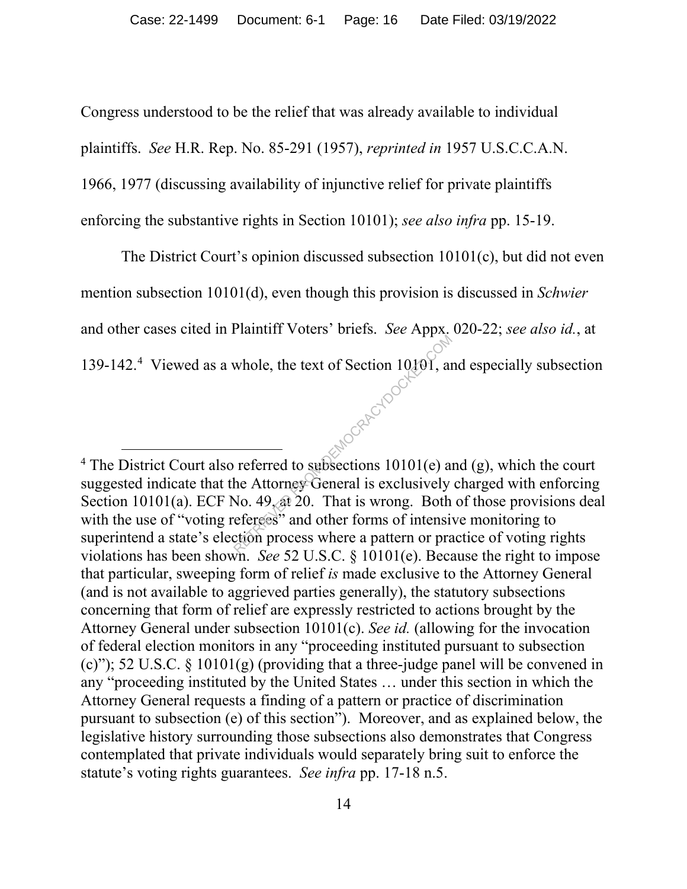Congress understood to be the relief that was already available to individual plaintiffs. *See* H.R. Rep. No. 85-291 (1957), *reprinted in* 1957 U.S.C.C.A.N. 1966, 1977 (discussing availability of injunctive relief for private plaintiffs enforcing the substantive rights in Section 10101); *see also infra* pp. 15-19.

The District Court's opinion discussed subsection 10101(c), but did not even mention subsection 10101(d), even though this provision is discussed in *Schwier* and other cases cited in Plaintiff Voters' briefs. *See* Appx. 020-22; *see also id.*, at 139-142.[4] Viewed as a whole, the text of Section 10101, and especially subsection

[4] The District Court also referred to subsections 10101(e) and (g), which the court suggested indicate that the Attorney General is exclusively charged with enforcing Section 10101(a). ECF No. 49, at 20. That is wrong. Both of those provisions deal with the use of "voting referees" and other forms of intensive monitoring to superintend a state's election process where a pattern or practice of voting rights violations has been shown. *See* 52 U.S.C. § 10101(e). Because the right to impose that particular, sweeping form of relief *is* made exclusive to the Attorney General (and is not available to aggrieved parties generally), the statutory subsections concerning that form of relief are expressly restricted to actions brought by the Attorney General under subsection 10101(c). *See id.* (allowing for the invocation of federal election monitors in any "proceeding instituted pursuant to subsection (c)"); 52 U.S.C. § 10101(g) (providing that a three-judge panel will be convened in any "proceeding instituted by the United States … under this section in which the Attorney General requests a finding of a pattern or practice of discrimination pursuant to subsection (e) of this section"). Moreover, and as explained below, the legislative history surrounding those subsections also demonstrates that Congress contemplated that private individuals would separately bring suit to enforce the statute's voting rights guarantees. *See infra* pp. 17-18 n.5.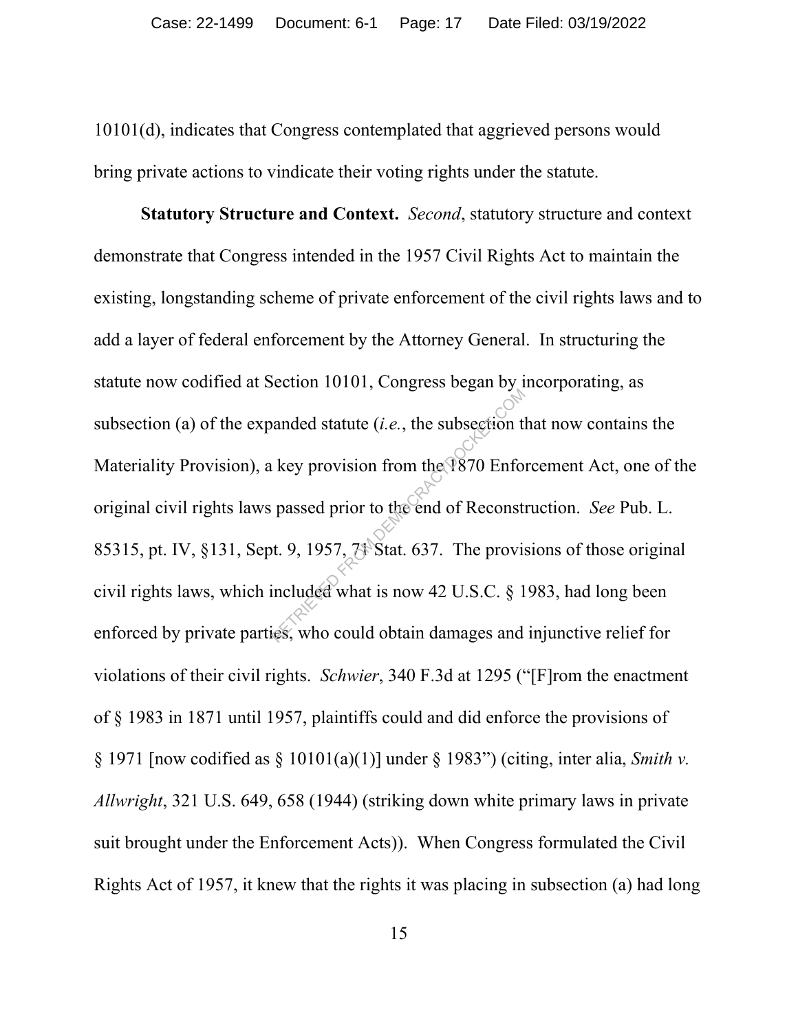10101(d), indicates that Congress contemplated that aggrieved persons would bring private actions to vindicate their voting rights under the statute.

**Statutory Structure and Context.** *Second*, statutory structure and context demonstrate that Congress intended in the 1957 Civil Rights Act to maintain the existing, longstanding scheme of private enforcement of the civil rights laws and to add a layer of federal enforcement by the Attorney General. In structuring the statute now codified at Section 10101, Congress began by incorporating, as subsection (a) of the expanded statute (*i.e.*, the subsection that now contains the Materiality Provision), a key provision from the 1870 Enforcement Act, one of the original civil rights laws passed prior to the end of Reconstruction. *See* Pub. L. 85315, pt. IV, §131, Sept. 9, 1957, 71 Stat. 637. The provisions of those original civil rights laws, which included what is now 42 U.S.C. § 1983, had long been enforced by private parties, who could obtain damages and injunctive relief for violations of their civil rights. *Schwier*, 340 F.3d at 1295 ("[F]rom the enactment of § 1983 in 1871 until 1957, plaintiffs could and did enforce the provisions of § 1971 [now codified as § 10101(a)(1)] under § 1983") (citing, inter alia, *Smith v. Allwright*, 321 U.S. 649, 658 (1944) (striking down white primary laws in private suit brought under the Enforcement Acts)). When Congress formulated the Civil Rights Act of 1957, it knew that the rights it was placing in subsection (a) had long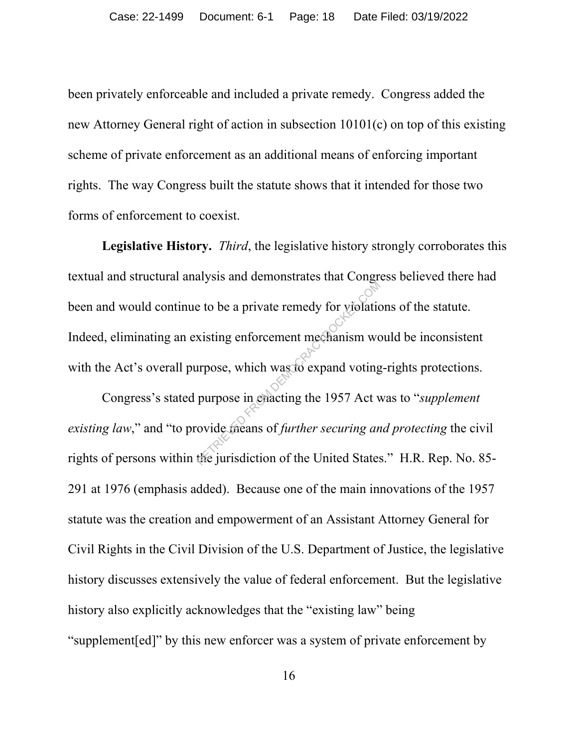been privately enforceable and included a private remedy. Congress added the new Attorney General right of action in subsection 10101(c) on top of this existing scheme of private enforcement as an additional means of enforcing important rights. The way Congress built the statute shows that it intended for those two forms of enforcement to coexist.

**Legislative History.** *Third*, the legislative history strongly corroborates this textual and structural analysis and demonstrates that Congress believed there had been and would continue to be a private remedy for violations of the statute. Indeed, eliminating an existing enforcement mechanism would be inconsistent with the Act's overall purpose, which was to expand voting-rights protections.

Congress's stated purpose in enacting the 1957 Act was to "*supplement existing law*," and "to provide means of *further securing and protecting* the civil rights of persons within the jurisdiction of the United States." H.R. Rep. No. 85-291 at 1976 (emphasis added). Because one of the main innovations of the 1957 statute was the creation and empowerment of an Assistant Attorney General for Civil Rights in the Civil Division of the U.S. Department of Justice, the legislative history discusses extensively the value of federal enforcement. But the legislative history also explicitly acknowledges that the "existing law" being "supplement[ed]" by this new enforcer was a system of private enforcement by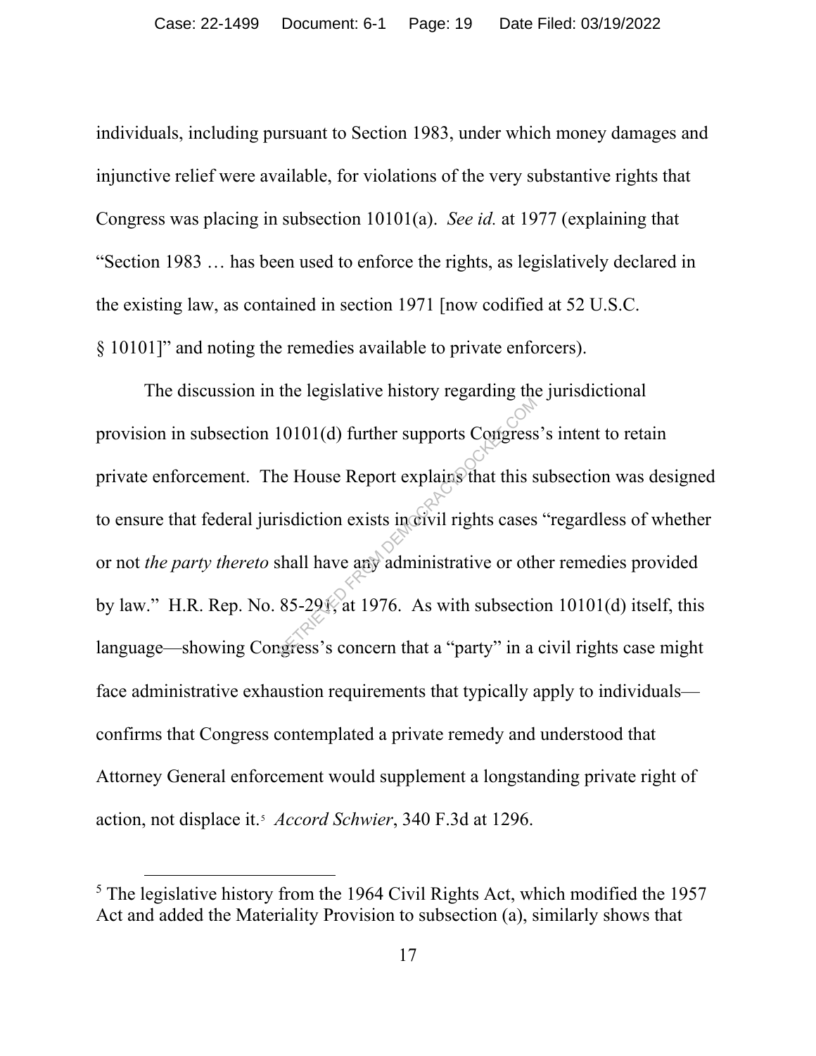individuals, including pursuant to Section 1983, under which money damages and injunctive relief were available, for violations of the very substantive rights that Congress was placing in subsection 10101(a). *See id.* at 1977 (explaining that "Section 1983 … has been used to enforce the rights, as legislatively declared in the existing law, as contained in section 1971 [now codified at 52 U.S.C. § 10101]" and noting the remedies available to private enforcers).

The discussion in the legislative history regarding the jurisdictional provision in subsection 10101(d) further supports Congress's intent to retain private enforcement. The House Report explains that this subsection was designed to ensure that federal jurisdiction exists in civil rights cases "regardless of whether or not *the party thereto* shall have any administrative or other remedies provided by law." H.R. Rep. No. 85-291, at 1976. As with subsection 10101(d) itself, this language—showing Congress's concern that a "party" in a civil rights case might face administrative exhaustion requirements that typically apply to individuals—confirms that Congress contemplated a private remedy and understood that Attorney General enforcement would supplement a longstanding private right of action, not displace it.[5] *Accord Schwier*, 340 F.3d at 1296.

[5] The legislative history from the 1964 Civil Rights Act, which modified the 1957 Act and added the Materiality Provision to subsection (a), similarly shows that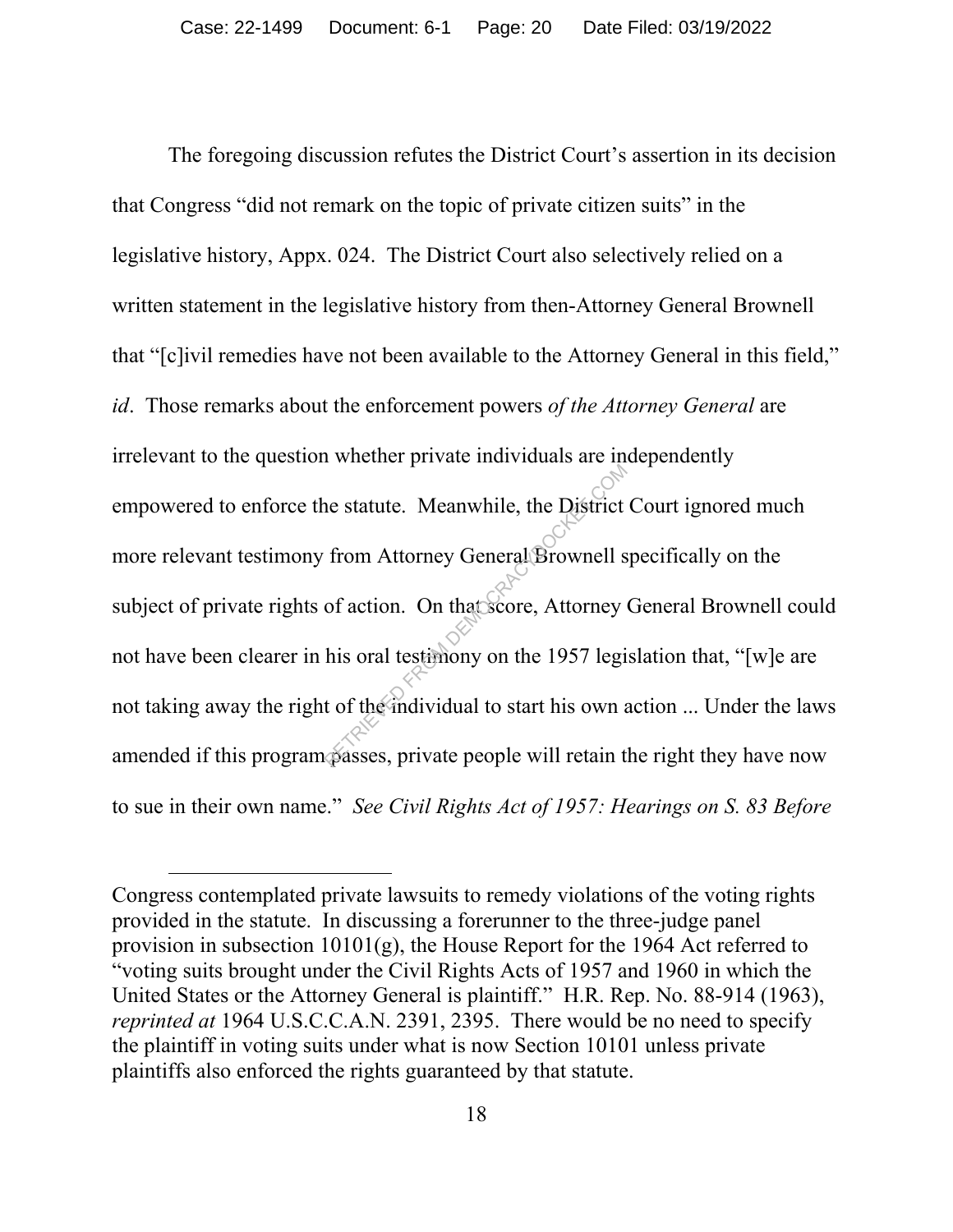The foregoing discussion refutes the District Court's assertion in its decision that Congress "did not remark on the topic of private citizen suits" in the legislative history, Appx. 024. The District Court also selectively relied on a written statement in the legislative history from then-Attorney General Brownell that "[c]ivil remedies have not been available to the Attorney General in this field," *id*. Those remarks about the enforcement powers *of the Attorney General* are irrelevant to the question whether private individuals are independently empowered to enforce the statute. Meanwhile, the District Court ignored much more relevant testimony from Attorney General Brownell specifically on the subject of private rights of action. On that score, Attorney General Brownell could not have been clearer in his oral testimony on the 1957 legislation that, "[w]e are not taking away the right of the individual to start his own action ... Under the laws amended if this program passes, private people will retain the right they have now to sue in their own name." *See Civil Rights Act of 1957: Hearings on S. 83 Before*

---

Congress contemplated private lawsuits to remedy violations of the voting rights provided in the statute. In discussing a forerunner to the three-judge panel provision in subsection 10101(g), the House Report for the 1964 Act referred to "voting suits brought under the Civil Rights Acts of 1957 and 1960 in which the United States or the Attorney General is plaintiff." H.R. Rep. No. 88-914 (1963), *reprinted at* 1964 U.S.C.C.A.N. 2391, 2395. There would be no need to specify the plaintiff in voting suits under what is now Section 10101 unless private plaintiffs also enforced the rights guaranteed by that statute.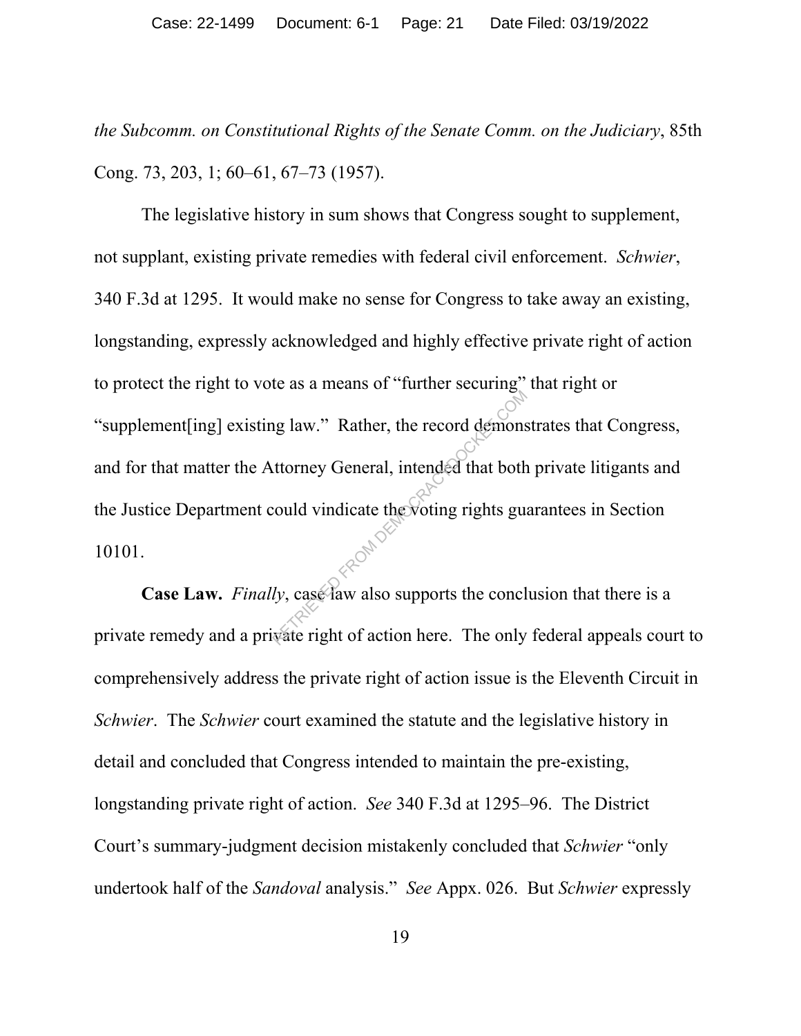*the Subcomm. on Constitutional Rights of the Senate Comm. on the Judiciary*, 85th Cong. 73, 203, 1; 60–61, 67–73 (1957).

The legislative history in sum shows that Congress sought to supplement, not supplant, existing private remedies with federal civil enforcement. *Schwier*, 340 F.3d at 1295. It would make no sense for Congress to take away an existing, longstanding, expressly acknowledged and highly effective private right of action to protect the right to vote as a means of "further securing" that right or "supplement[ing] existing law." Rather, the record demonstrates that Congress, and for that matter the Attorney General, intended that both private litigants and the Justice Department could vindicate the voting rights guarantees in Section 10101.

**Case Law.** *Finally*, case law also supports the conclusion that there is a private remedy and a private right of action here. The only federal appeals court to comprehensively address the private right of action issue is the Eleventh Circuit in *Schwier*. The *Schwier* court examined the statute and the legislative history in detail and concluded that Congress intended to maintain the pre-existing, longstanding private right of action. *See* 340 F.3d at 1295–96. The District Court's summary-judgment decision mistakenly concluded that *Schwier* "only undertook half of the *Sandoval* analysis." *See* Appx. 026. But *Schwier* expressly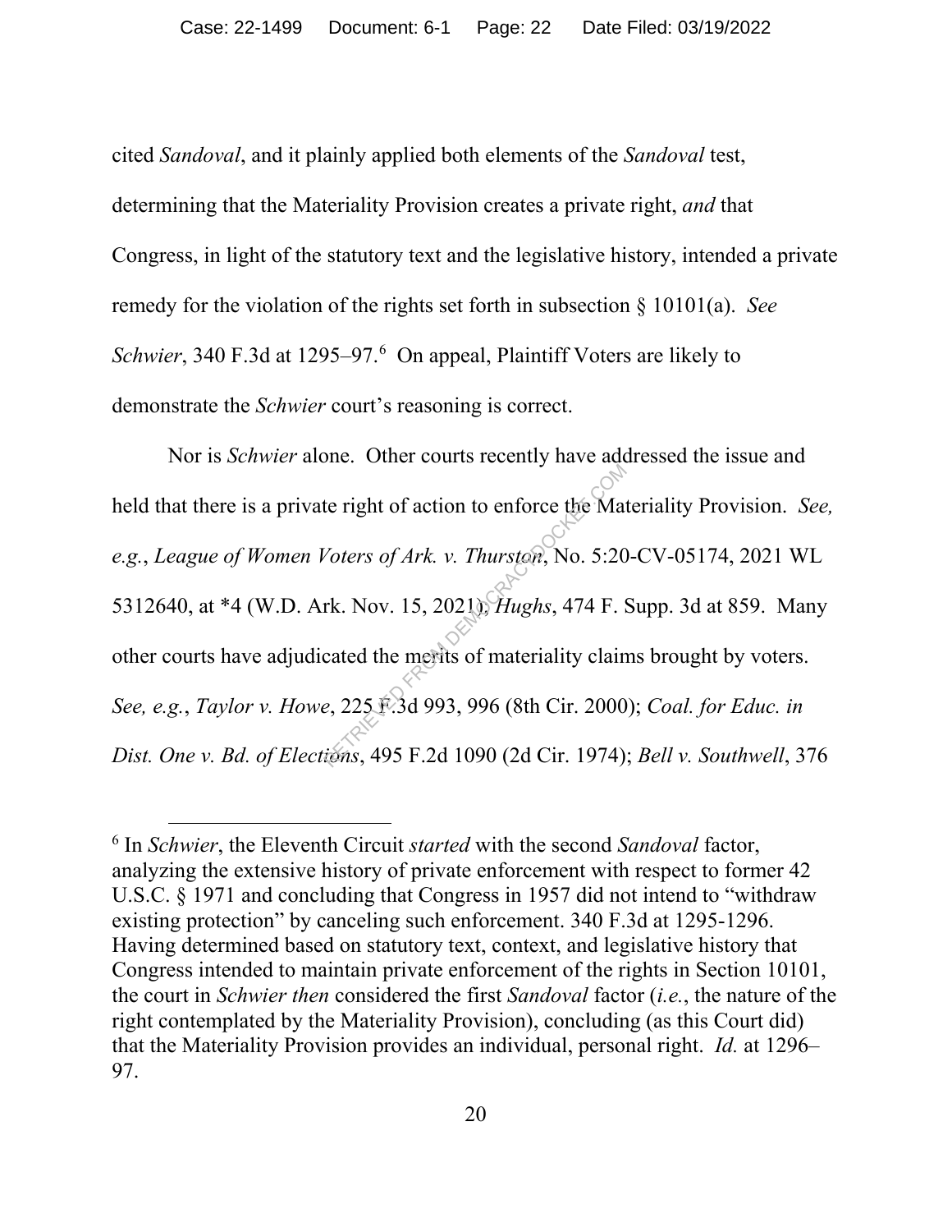cited *Sandoval*, and it plainly applied both elements of the *Sandoval* test, determining that the Materiality Provision creates a private right, *and* that Congress, in light of the statutory text and the legislative history, intended a private remedy for the violation of the rights set forth in subsection § 10101(a). *See Schwier*, 340 F.3d at 1295–97.[6] On appeal, Plaintiff Voters are likely to demonstrate the *Schwier* court's reasoning is correct.

Nor is *Schwier* alone. Other courts recently have addressed the issue and held that there is a private right of action to enforce the Materiality Provision. *See, e.g.*, *League of Women Voters of Ark. v. Thurston*, No. 5:20-CV-05174, 2021 WL 5312640, at *4 (W.D. Ark. Nov. 15, 2021); *Hughs*, 474 F. Supp. 3d at 859. Many other courts have adjudicated the merits of materiality claims brought by voters. *See, e.g.*, *Taylor v. Howe*, 225 F.3d 993, 996 (8th Cir. 2000); *Coal. for Educ. in Dist. One v. Bd. of Elections*, 495 F.2d 1090 (2d Cir. 1974); *Bell v. Southwell*, 376

[6] In *Schwier*, the Eleventh Circuit *started* with the second *Sandoval* factor, analyzing the extensive history of private enforcement with respect to former 42 U.S.C. § 1971 and concluding that Congress in 1957 did not intend to "withdraw existing protection" by canceling such enforcement. 340 F.3d at 1295-1296. Having determined based on statutory text, context, and legislative history that Congress intended to maintain private enforcement of the rights in Section 10101, the court in *Schwier then* considered the first *Sandoval* factor (*i.e.*, the nature of the right contemplated by the Materiality Provision), concluding (as this Court did) that the Materiality Provision provides an individual, personal right. *Id.* at 1296–97.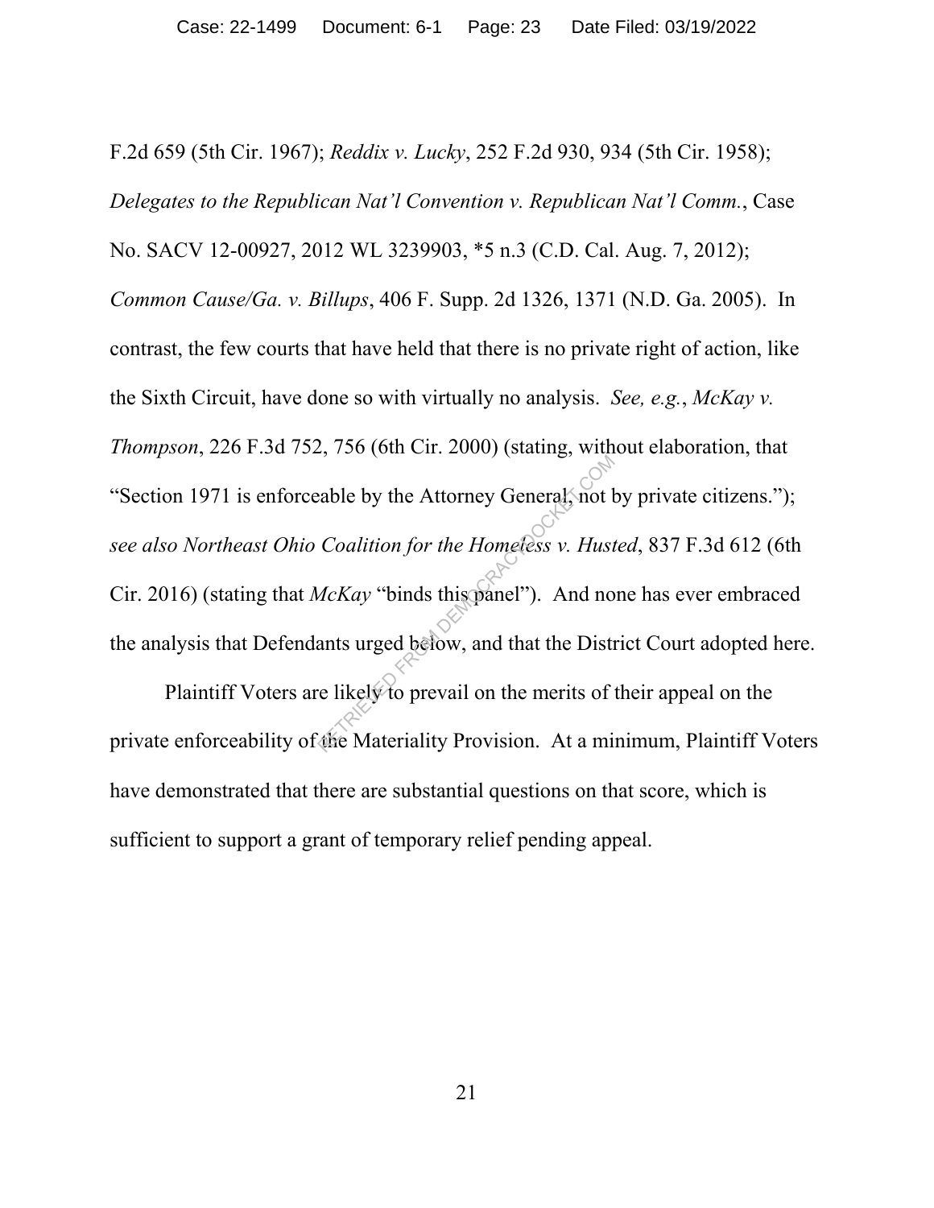F.2d 659 (5th Cir. 1967); *Reddix v. Lucky*, 252 F.2d 930, 934 (5th Cir. 1958); *Delegates to the Republican Nat'l Convention v. Republican Nat'l Comm.*, Case No. SACV 12-00927, 2012 WL 3239903, *5 n.3 (C.D. Cal. Aug. 7, 2012); *Common Cause/Ga. v. Billups*, 406 F. Supp. 2d 1326, 1371 (N.D. Ga. 2005). In contrast, the few courts that have held that there is no private right of action, like the Sixth Circuit, have done so with virtually no analysis. *See, e.g.*, *McKay v. Thompson*, 226 F.3d 752, 756 (6th Cir. 2000) (stating, without elaboration, that "Section 1971 is enforceable by the Attorney General, not by private citizens."); *see also Northeast Ohio Coalition for the Homeless v. Husted*, 837 F.3d 612 (6th Cir. 2016) (stating that *McKay* "binds this panel"). And none has ever embraced the analysis that Defendants urged below, and that the District Court adopted here.

Plaintiff Voters are likely to prevail on the merits of their appeal on the private enforceability of the Materiality Provision. At a minimum, Plaintiff Voters have demonstrated that there are substantial questions on that score, which is sufficient to support a grant of temporary relief pending appeal.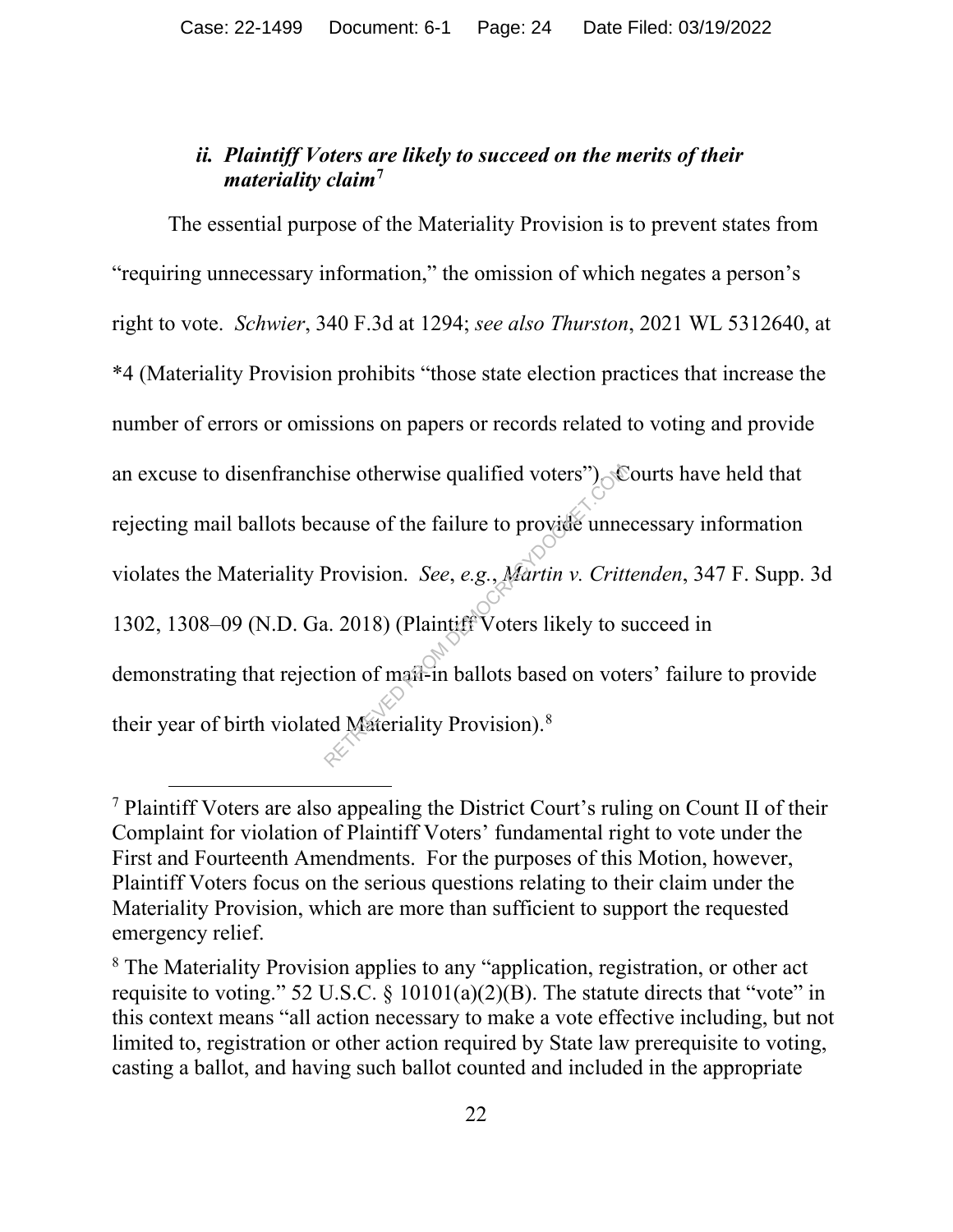### *ii. Plaintiff Voters are likely to succeed on the merits of their materiality claim*[7]

The essential purpose of the Materiality Provision is to prevent states from "requiring unnecessary information," the omission of which negates a person's right to vote. *Schwier*, 340 F.3d at 1294; *see also Thurston*, 2021 WL 5312640, at *4 (Materiality Provision prohibits "those state election practices that increase the number of errors or omissions on papers or records related to voting and provide an excuse to disenfranchise otherwise qualified voters"). Courts have held that rejecting mail ballots because of the failure to provide unnecessary information violates the Materiality Provision. *See*, *e.g.*, *Martin v. Crittenden*, 347 F. Supp. 3d 1302, 1308–09 (N.D. Ga. 2018) (Plaintiff Voters likely to succeed in demonstrating that rejection of mail-in ballots based on voters' failure to provide their year of birth violated Materiality Provision).[8]

---

[7] Plaintiff Voters are also appealing the District Court's ruling on Count II of their Complaint for violation of Plaintiff Voters' fundamental right to vote under the First and Fourteenth Amendments. For the purposes of this Motion, however, Plaintiff Voters focus on the serious questions relating to their claim under the Materiality Provision, which are more than sufficient to support the requested emergency relief.

[8] The Materiality Provision applies to any "application, registration, or other act requisite to voting." 52 U.S.C. § 10101(a)(2)(B). The statute directs that "vote" in this context means "all action necessary to make a vote effective including, but not limited to, registration or other action required by State law prerequisite to voting, casting a ballot, and having such ballot counted and included in the appropriate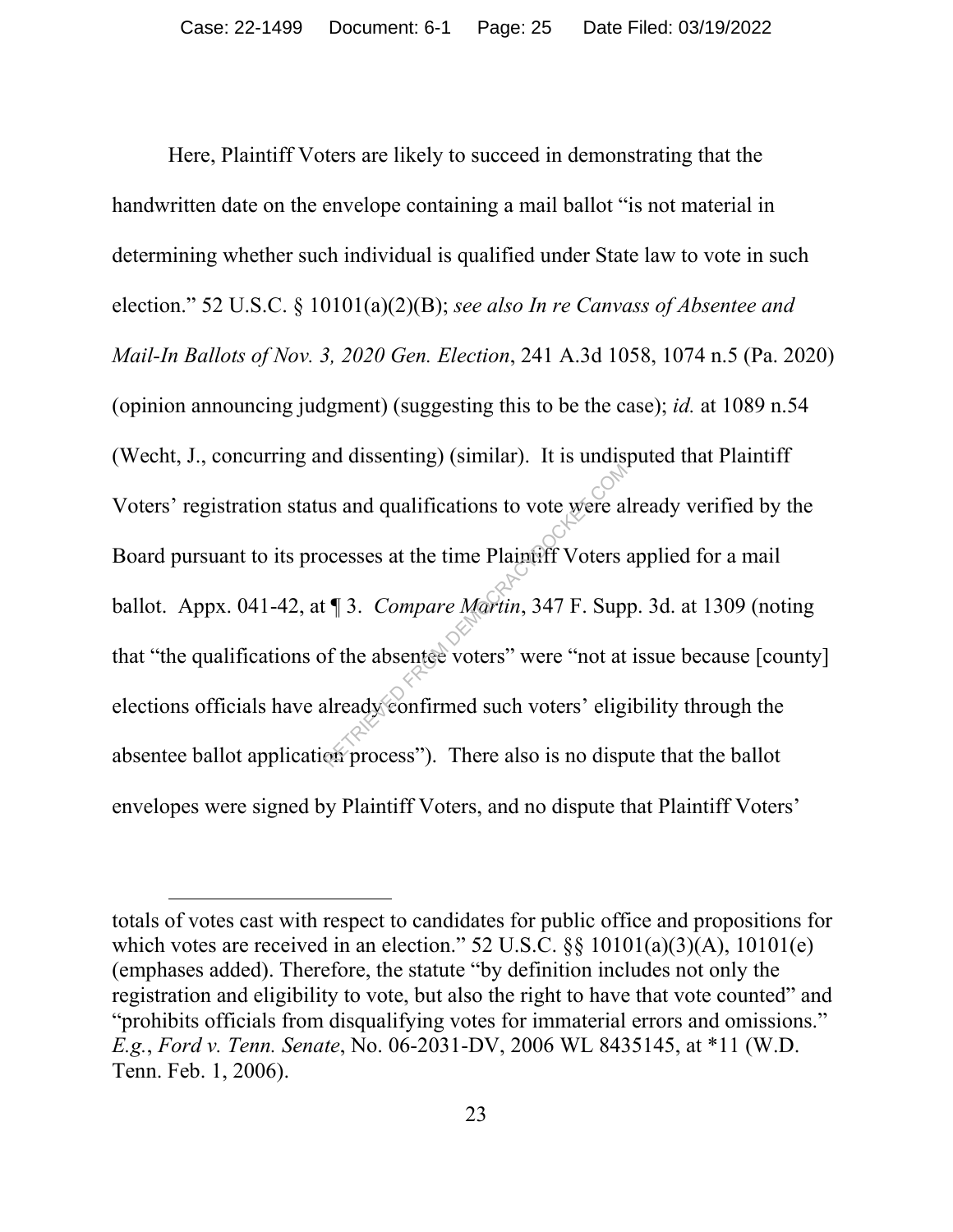Here, Plaintiff Voters are likely to succeed in demonstrating that the handwritten date on the envelope containing a mail ballot "is not material in determining whether such individual is qualified under State law to vote in such election." 52 U.S.C. § 10101(a)(2)(B); *see also In re Canvass of Absentee and Mail-In Ballots of Nov. 3, 2020 Gen. Election*, 241 A.3d 1058, 1074 n.5 (Pa. 2020) (opinion announcing judgment) (suggesting this to be the case); *id.* at 1089 n.54 (Wecht, J., concurring and dissenting) (similar). It is undisputed that Plaintiff Voters' registration status and qualifications to vote were already verified by the Board pursuant to its processes at the time Plaintiff Voters applied for a mail ballot. Appx. 041-42, at ¶ 3. *Compare Martin*, 347 F. Supp. 3d. at 1309 (noting that "the qualifications of the absentee voters" were "not at issue because [county] elections officials have already confirmed such voters' eligibility through the absentee ballot application process"). There also is no dispute that the ballot envelopes were signed by Plaintiff Voters, and no dispute that Plaintiff Voters'

---

totals of votes cast with respect to candidates for public office and propositions for which votes are received in an election." 52 U.S.C. §§ 10101(a)(3)(A), 10101(e) (emphases added). Therefore, the statute "by definition includes not only the registration and eligibility to vote, but also the right to have that vote counted" and "prohibits officials from disqualifying votes for immaterial errors and omissions." *E.g.*, *Ford v. Tenn. Senate*, No. 06-2031-DV, 2006 WL 8435145, at *11 (W.D. Tenn. Feb. 1, 2006).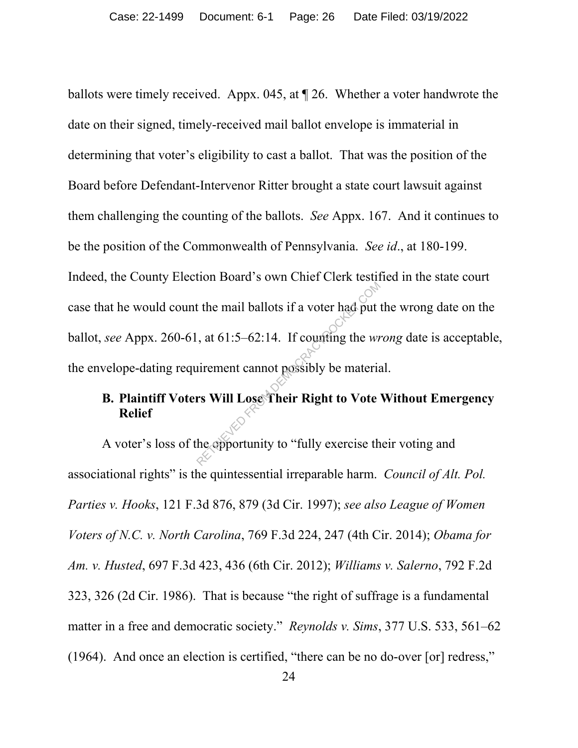ballots were timely received. Appx. 045, at ¶ 26. Whether a voter handwrote the date on their signed, timely-received mail ballot envelope is immaterial in determining that voter's eligibility to cast a ballot. That was the position of the Board before Defendant-Intervenor Ritter brought a state court lawsuit against them challenging the counting of the ballots. *See* Appx. 167. And it continues to be the position of the Commonwealth of Pennsylvania. *See id*., at 180-199. Indeed, the County Election Board's own Chief Clerk testified in the state court case that he would count the mail ballots if a voter had put the wrong date on the ballot, *see* Appx. 260-61, at 61:5–62:14. If counting the *wrong* date is acceptable, the envelope-dating requirement cannot possibly be material.

### B. Plaintiff Voters Will Lose Their Right to Vote Without Emergency Relief

A voter's loss of the opportunity to "fully exercise their voting and associational rights" is the quintessential irreparable harm. *Council of Alt. Pol. Parties v. Hooks*, 121 F.3d 876, 879 (3d Cir. 1997); *see also League of Women Voters of N.C. v. North Carolina*, 769 F.3d 224, 247 (4th Cir. 2014); *Obama for Am. v. Husted*, 697 F.3d 423, 436 (6th Cir. 2012); *Williams v. Salerno*, 792 F.2d 323, 326 (2d Cir. 1986). That is because "the right of suffrage is a fundamental matter in a free and democratic society." *Reynolds v. Sims*, 377 U.S. 533, 561–62 (1964). And once an election is certified, "there can be no do-over [or] redress,"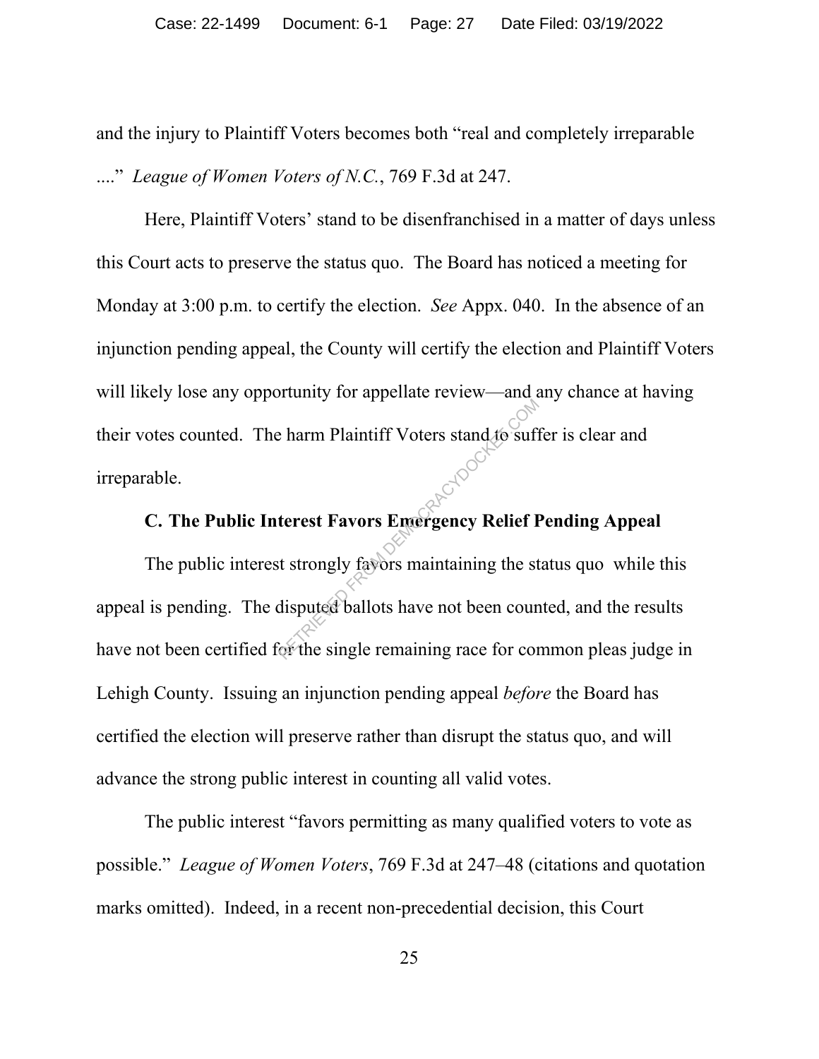and the injury to Plaintiff Voters becomes both "real and completely irreparable ...." *League of Women Voters of N.C.*, 769 F.3d at 247.

Here, Plaintiff Voters' stand to be disenfranchised in a matter of days unless this Court acts to preserve the status quo. The Board has noticed a meeting for Monday at 3:00 p.m. to certify the election. *See* Appx. 040. In the absence of an injunction pending appeal, the County will certify the election and Plaintiff Voters will likely lose any opportunity for appellate review—and any chance at having their votes counted. The harm Plaintiff Voters stand to suffer is clear and irreparable.

### C. The Public Interest Favors Emergency Relief Pending Appeal

The public interest strongly favors maintaining the status quo while this appeal is pending. The disputed ballots have not been counted, and the results have not been certified for the single remaining race for common pleas judge in Lehigh County. Issuing an injunction pending appeal *before* the Board has certified the election will preserve rather than disrupt the status quo, and will advance the strong public interest in counting all valid votes.

The public interest "favors permitting as many qualified voters to vote as possible." *League of Women Voters*, 769 F.3d at 247–48 (citations and quotation marks omitted). Indeed, in a recent non-precedential decision, this Court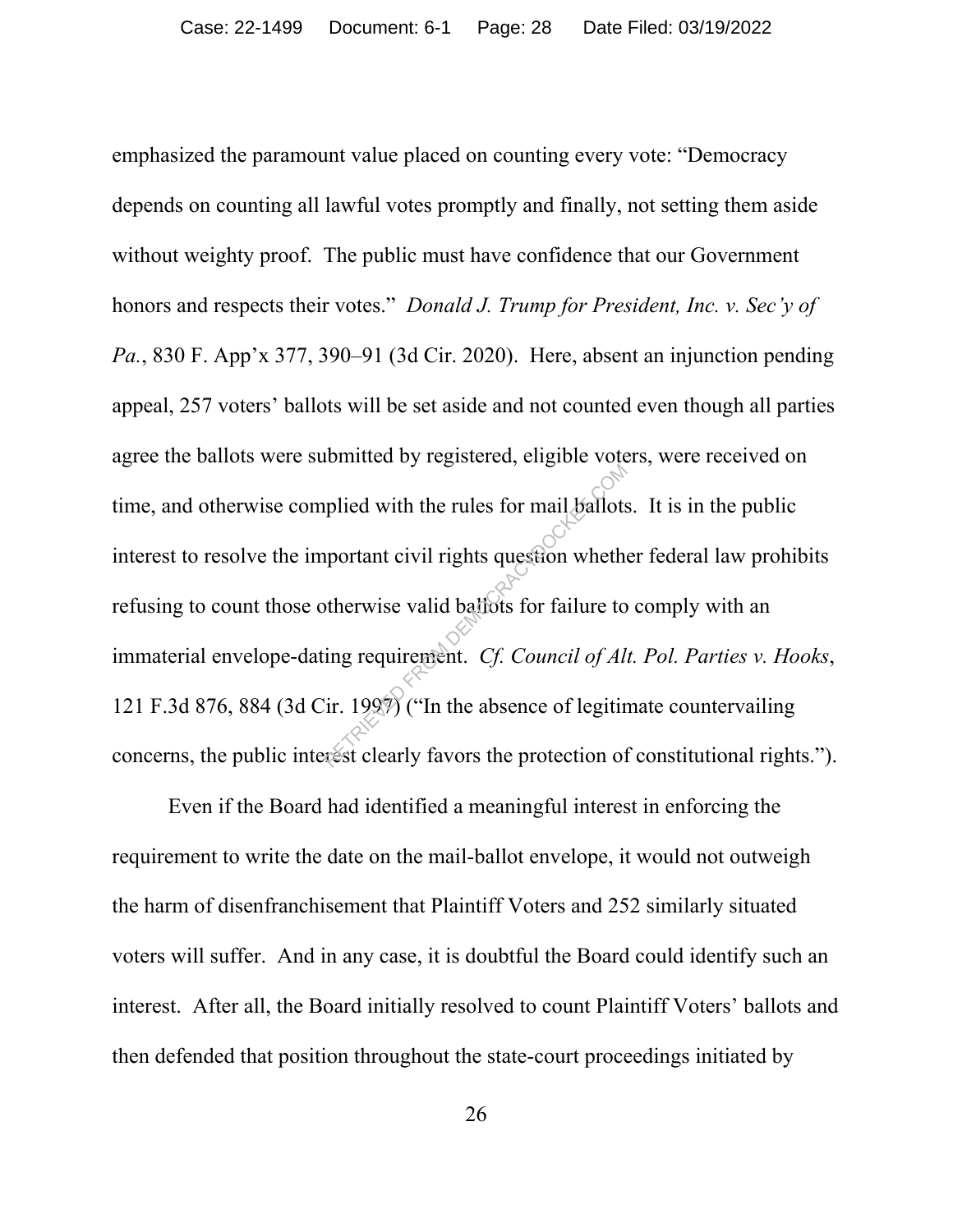emphasized the paramount value placed on counting every vote: "Democracy depends on counting all lawful votes promptly and finally, not setting them aside without weighty proof. The public must have confidence that our Government honors and respects their votes." *Donald J. Trump for President, Inc. v. Sec'y of Pa.*, 830 F. App'x 377, 390–91 (3d Cir. 2020). Here, absent an injunction pending appeal, 257 voters' ballots will be set aside and not counted even though all parties agree the ballots were submitted by registered, eligible voters, were received on time, and otherwise complied with the rules for mail ballots. It is in the public interest to resolve the important civil rights question whether federal law prohibits refusing to count those otherwise valid ballots for failure to comply with an immaterial envelope-dating requirement. *Cf. Council of Alt. Pol. Parties v. Hooks*, 121 F.3d 876, 884 (3d Cir. 1997) ("In the absence of legitimate countervailing concerns, the public interest clearly favors the protection of constitutional rights.").

Even if the Board had identified a meaningful interest in enforcing the requirement to write the date on the mail-ballot envelope, it would not outweigh the harm of disenfranchisement that Plaintiff Voters and 252 similarly situated voters will suffer. And in any case, it is doubtful the Board could identify such an interest. After all, the Board initially resolved to count Plaintiff Voters' ballots and then defended that position throughout the state-court proceedings initiated by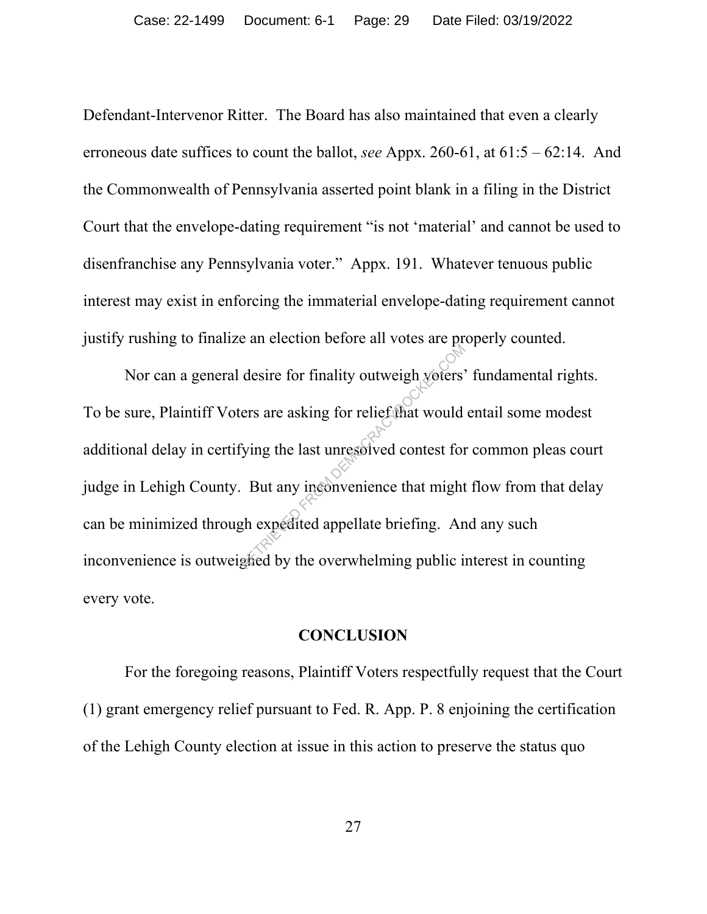Defendant-Intervenor Ritter. The Board has also maintained that even a clearly erroneous date suffices to count the ballot, *see* Appx. 260-61, at 61:5 – 62:14. And the Commonwealth of Pennsylvania asserted point blank in a filing in the District Court that the envelope-dating requirement "is not 'material' and cannot be used to disenfranchise any Pennsylvania voter." Appx. 191. Whatever tenuous public interest may exist in enforcing the immaterial envelope-dating requirement cannot justify rushing to finalize an election before all votes are properly counted.

Nor can a general desire for finality outweigh voters' fundamental rights. To be sure, Plaintiff Voters are asking for relief that would entail some modest additional delay in certifying the last unresolved contest for common pleas court judge in Lehigh County. But any inconvenience that might flow from that delay can be minimized through expedited appellate briefing. And any such inconvenience is outweighed by the overwhelming public interest in counting every vote.

## CONCLUSION

For the foregoing reasons, Plaintiff Voters respectfully request that the Court (1) grant emergency relief pursuant to Fed. R. App. P. 8 enjoining the certification of the Lehigh County election at issue in this action to preserve the status quo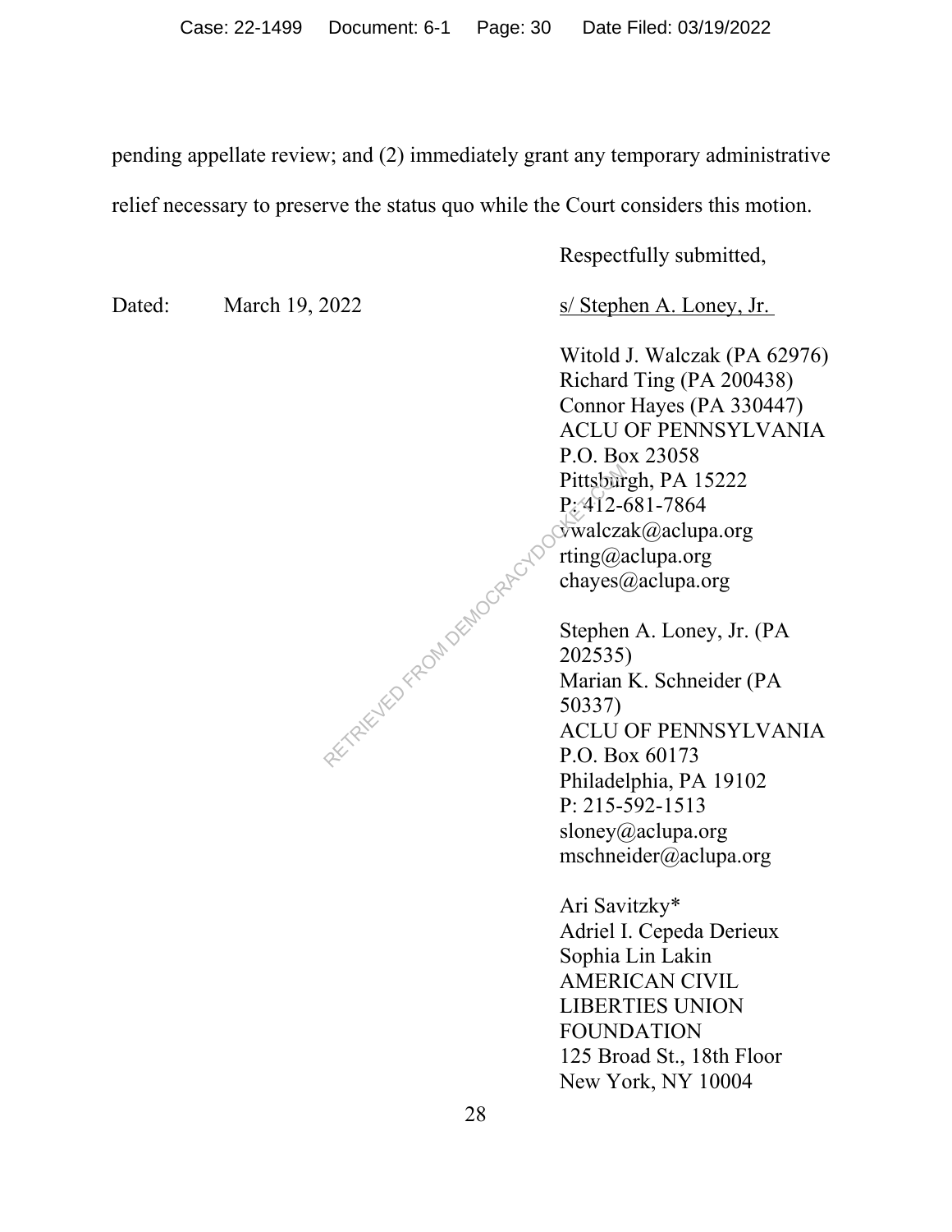pending appellate review; and (2) immediately grant any temporary administrative relief necessary to preserve the status quo while the Court considers this motion.

Respectfully submitted,

Dated: March 19, 2022

s/ Stephen A. Loney, Jr.

Witold J. Walczak (PA 62976)
Richard Ting (PA 200438)
Connor Hayes (PA 330447)
ACLU OF PENNSYLVANIA
P.O. Box 23058
Pittsburgh, PA 15222
P: 412-681-7864
vwalczak@aclupa.org
rting@aclupa.org
chayes@aclupa.org

Stephen A. Loney, Jr. (PA 202535)
Marian K. Schneider (PA 50337)
ACLU OF PENNSYLVANIA
P.O. Box 60173
Philadelphia, PA 19102
P: 215-592-1513
sloney@aclupa.org
mschneider@aclupa.org

Ari Savitzky*
Adriel I. Cepeda Derieux
Sophia Lin Lakin
AMERICAN CIVIL LIBERTIES UNION FOUNDATION
125 Broad St., 18th Floor
New York, NY 10004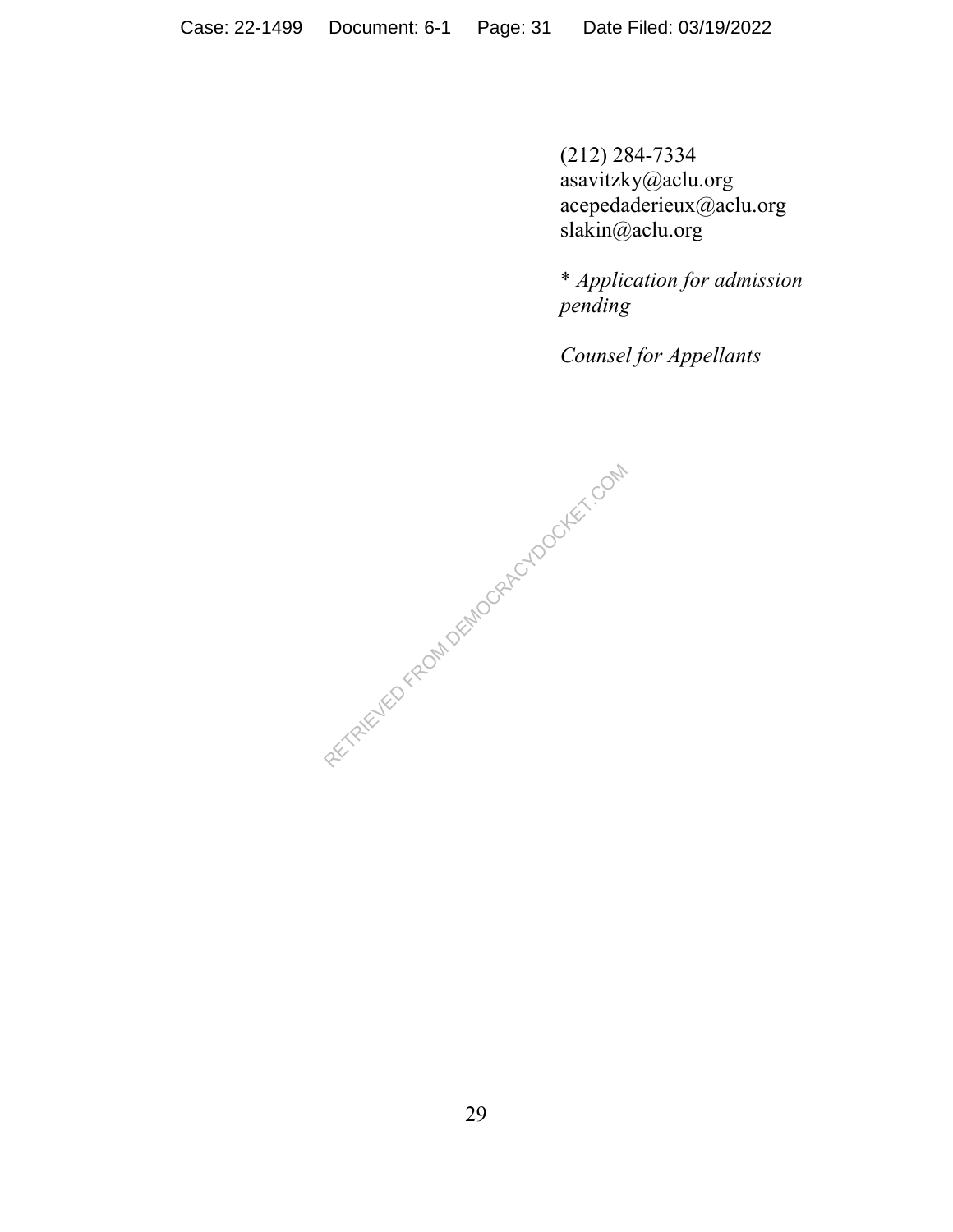(212) 284-7334
asavitzky@aclu.org
acepedaderieux@aclu.org
slakin@aclu.org

* *Application for admission pending*

*Counsel for Appellants*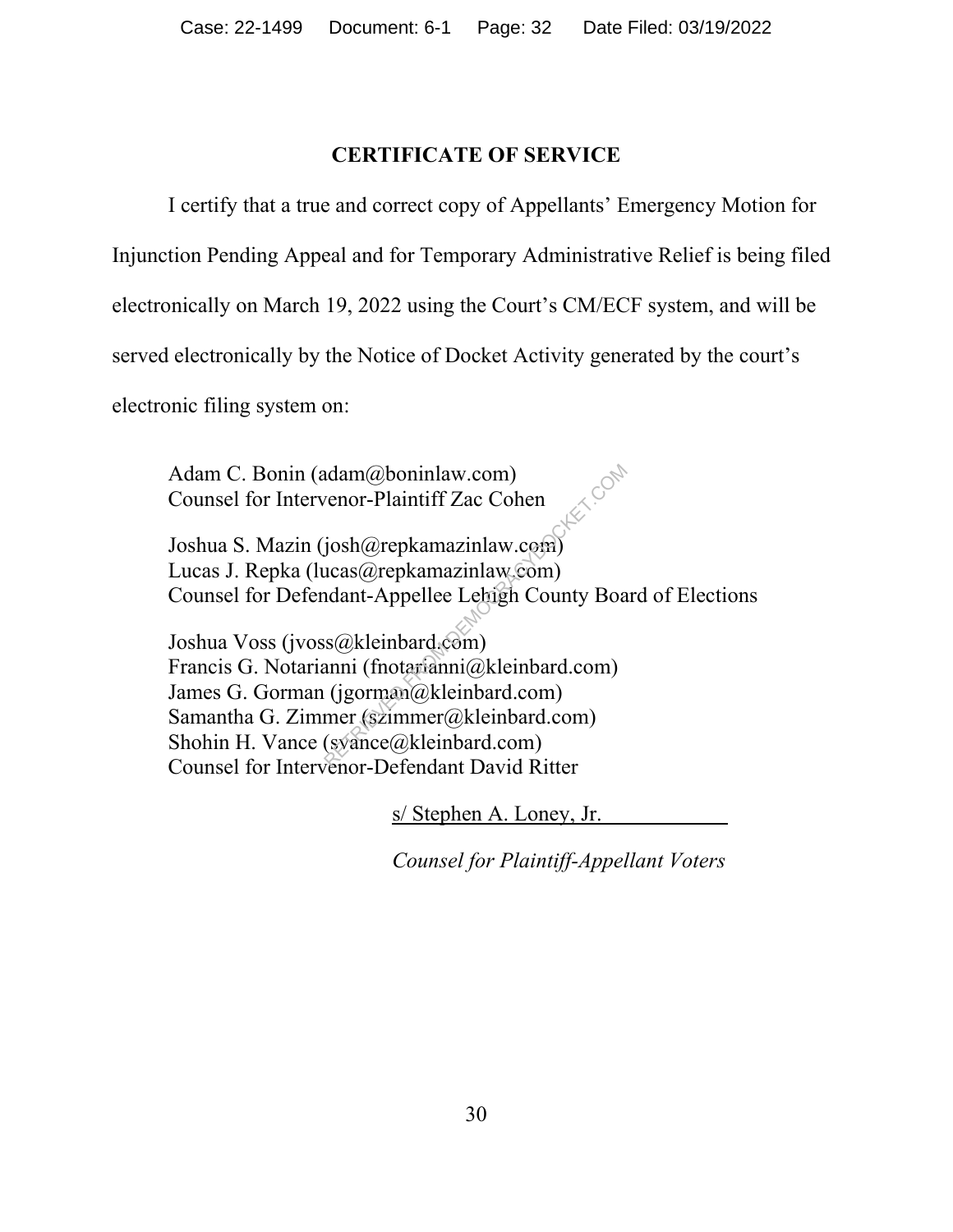## CERTIFICATE OF SERVICE

I certify that a true and correct copy of Appellants' Emergency Motion for Injunction Pending Appeal and for Temporary Administrative Relief is being filed electronically on March 19, 2022 using the Court's CM/ECF system, and will be served electronically by the Notice of Docket Activity generated by the court's electronic filing system on:

Adam C. Bonin (adam@boninlaw.com)
Counsel for Intervenor-Plaintiff Zac Cohen

Joshua S. Mazin (josh@repkamazinlaw.com)
Lucas J. Repka (lucas@repkamazinlaw.com)
Counsel for Defendant-Appellee Lehigh County Board of Elections

Joshua Voss (jvoss@kleinbard.com)
Francis G. Notarianni (fnotarianni@kleinbard.com)
James G. Gorman (jgorman@kleinbard.com)
Samantha G. Zimmer (szimmer@kleinbard.com)
Shohin H. Vance (svance@kleinbard.com)
Counsel for Intervenor-Defendant David Ritter

s/ Stephen A. Loney, Jr.

*Counsel for Plaintiff-Appellant Voters*